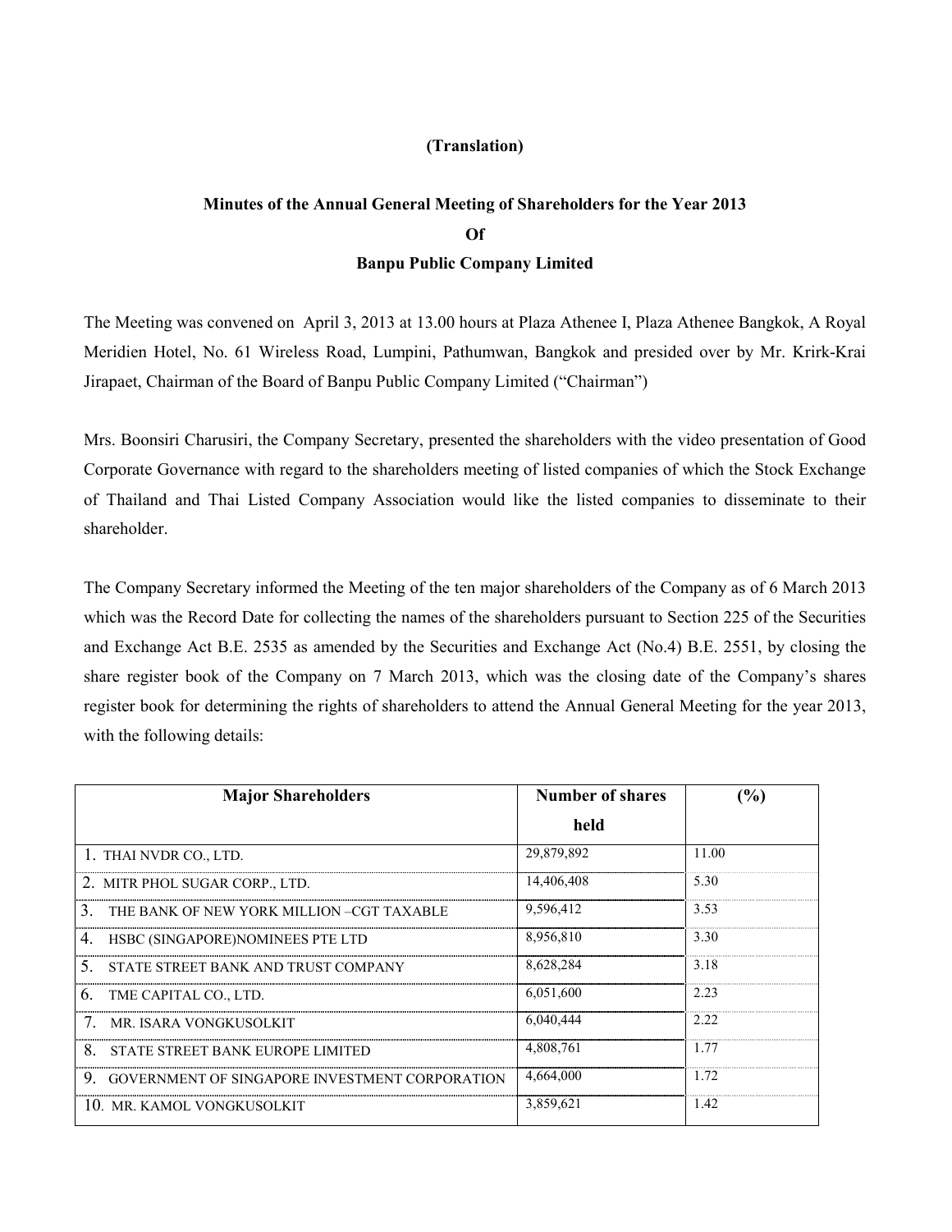**(Translation)**

**Minutes of the Annual General Meeting of Shareholders for the Year 2013**

**Of**

**Banpu Public Company Limited**

The Meeting was convened on April 3, 2013 at 13.00 hours at Plaza Athenee I, Plaza Athenee Bangkok, A Royal Meridien Hotel, No. 61 Wireless Road, Lumpini, Pathumwan, Bangkok and presided over by Mr. Krirk-Krai Jirapaet, Chairman of the Board of Banpu Public Company Limited ("Chairman")

Mrs. Boonsiri Charusiri, the Company Secretary, presented the shareholders with the video presentation of Good Corporate Governance with regard to the shareholders meeting of listed companies of which the Stock Exchange of Thailand and Thai Listed Company Association would like the listed companies to disseminate to their shareholder.

The Company Secretary informed the Meeting of the ten major shareholders of the Company as of 6 March 2013 which was the Record Date for collecting the names of the shareholders pursuant to Section 225 of the Securities and Exchange Act B.E. 2535 as amended by the Securities and Exchange Act (No.4) B.E. 2551, by closing the share register book of the Company on 7 March 2013, which was the closing date of the Company's shares register book for determining the rights of shareholders to attend the Annual General Meeting for the year 2013, with the following details:

| Major Shareholders | Number of shares held | (%) |
|---|---|---|
| 1. THAI NVDR CO., LTD. | 29,879,892 | 11.00 |
| 2. MITR PHOL SUGAR CORP., LTD. | 14,406,408 | 5.30 |
| 3. THE BANK OF NEW YORK MILLION –CGT TAXABLE | 9,596,412 | 3.53 |
| 4. HSBC (SINGAPORE)NOMINEES PTE LTD | 8,956,810 | 3.30 |
| 5. STATE STREET BANK AND TRUST COMPANY | 8,628,284 | 3.18 |
| 6. TME CAPITAL CO., LTD. | 6,051,600 | 2.23 |
| 7. MR. ISARA VONGKUSOLKIT | 6,040,444 | 2.22 |
| 8. STATE STREET BANK EUROPE LIMITED | 4,808,761 | 1.77 |
| 9. GOVERNMENT OF SINGAPORE INVESTMENT CORPORATION | 4,664,000 | 1.72 |
| 10. MR. KAMOL VONGKUSOLKIT | 3,859,621 | 1.42 |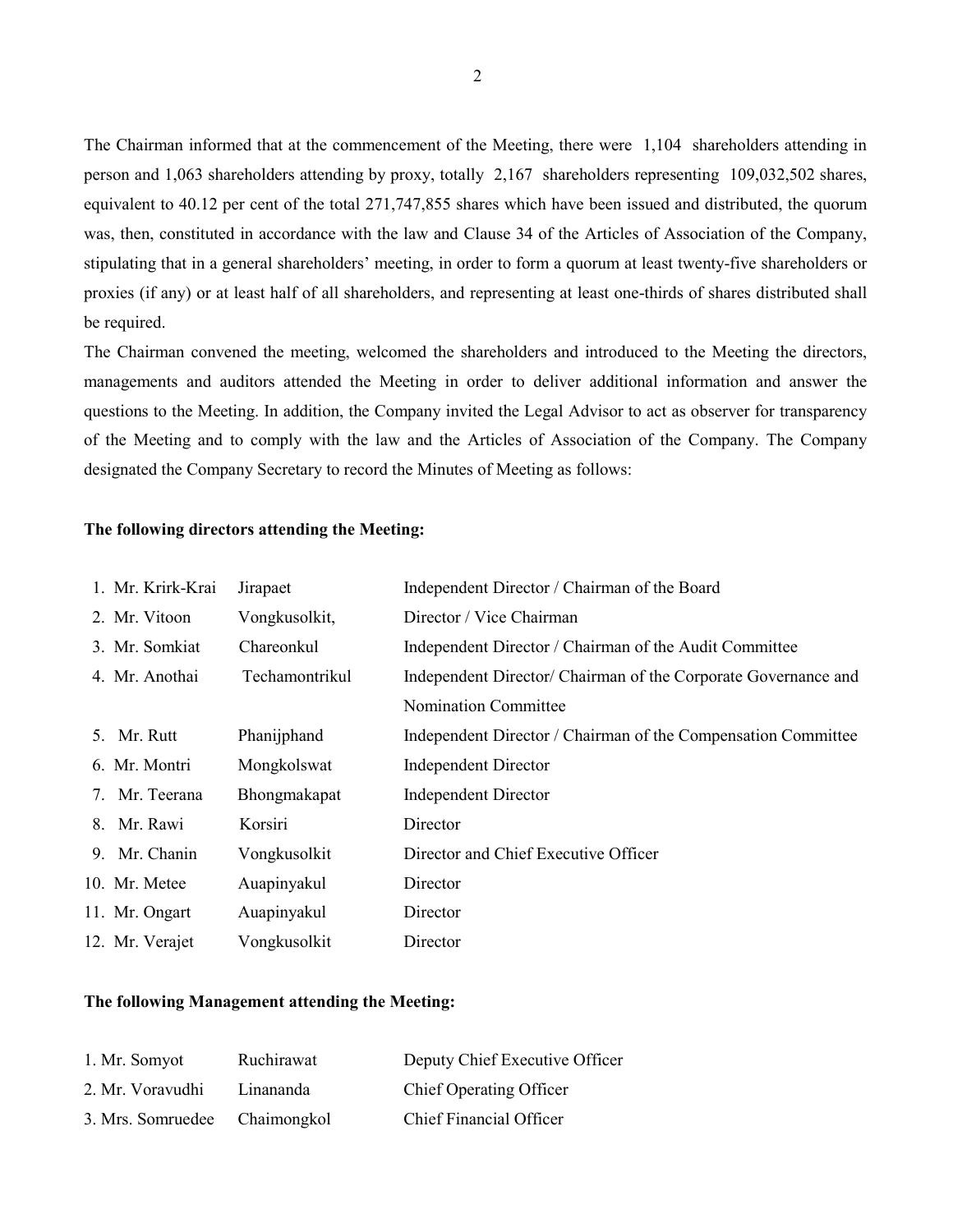The Chairman informed that at the commencement of the Meeting, there were 1,104 shareholders attending in person and 1,063 shareholders attending by proxy, totally 2,167 shareholders representing 109,032,502 shares, equivalent to 40.12 per cent of the total 271,747,855 shares which have been issued and distributed, the quorum was, then, constituted in accordance with the law and Clause 34 of the Articles of Association of the Company, stipulating that in a general shareholders' meeting, in order to form a quorum at least twenty-five shareholders or proxies (if any) or at least half of all shareholders, and representing at least one-thirds of shares distributed shall be required.

The Chairman convened the meeting, welcomed the shareholders and introduced to the Meeting the directors, managements and auditors attended the Meeting in order to deliver additional information and answer the questions to the Meeting. In addition, the Company invited the Legal Advisor to act as observer for transparency of the Meeting and to comply with the law and the Articles of Association of the Company. The Company designated the Company Secretary to record the Minutes of Meeting as follows:

**The following directors attending the Meeting:**

| | | |
|---|---|---|
| 1. Mr. Krirk-Krai | Jirapaet | Independent Director / Chairman of the Board |
| 2. Mr. Vitoon | Vongkusolkit, | Director / Vice Chairman |
| 3. Mr. Somkiat | Chareonkul | Independent Director / Chairman of the Audit Committee |
| 4. Mr. Anothai | Techamontrikul | Independent Director/ Chairman of the Corporate Governance and Nomination Committee |
| 5. Mr. Rutt | Phanijphand | Independent Director / Chairman of the Compensation Committee |
| 6. Mr. Montri | Mongkolswat | Independent Director |
| 7. Mr. Teerana | Bhongmakapat | Independent Director |
| 8. Mr. Rawi | Korsiri | Director |
| 9. Mr. Chanin | Vongkusolkit | Director and Chief Executive Officer |
| 10. Mr. Metee | Auapinyakul | Director |
| 11. Mr. Ongart | Auapinyakul | Director |
| 12. Mr. Verajet | Vongkusolkit | Director |

**The following Management attending the Meeting:**

| | | |
|---|---|---|
| 1. Mr. Somyot | Ruchirawat | Deputy Chief Executive Officer |
| 2. Mr. Voravudhi | Linananda | Chief Operating Officer |
| 3. Mrs. Somruedee | Chaimongkol | Chief Financial Officer |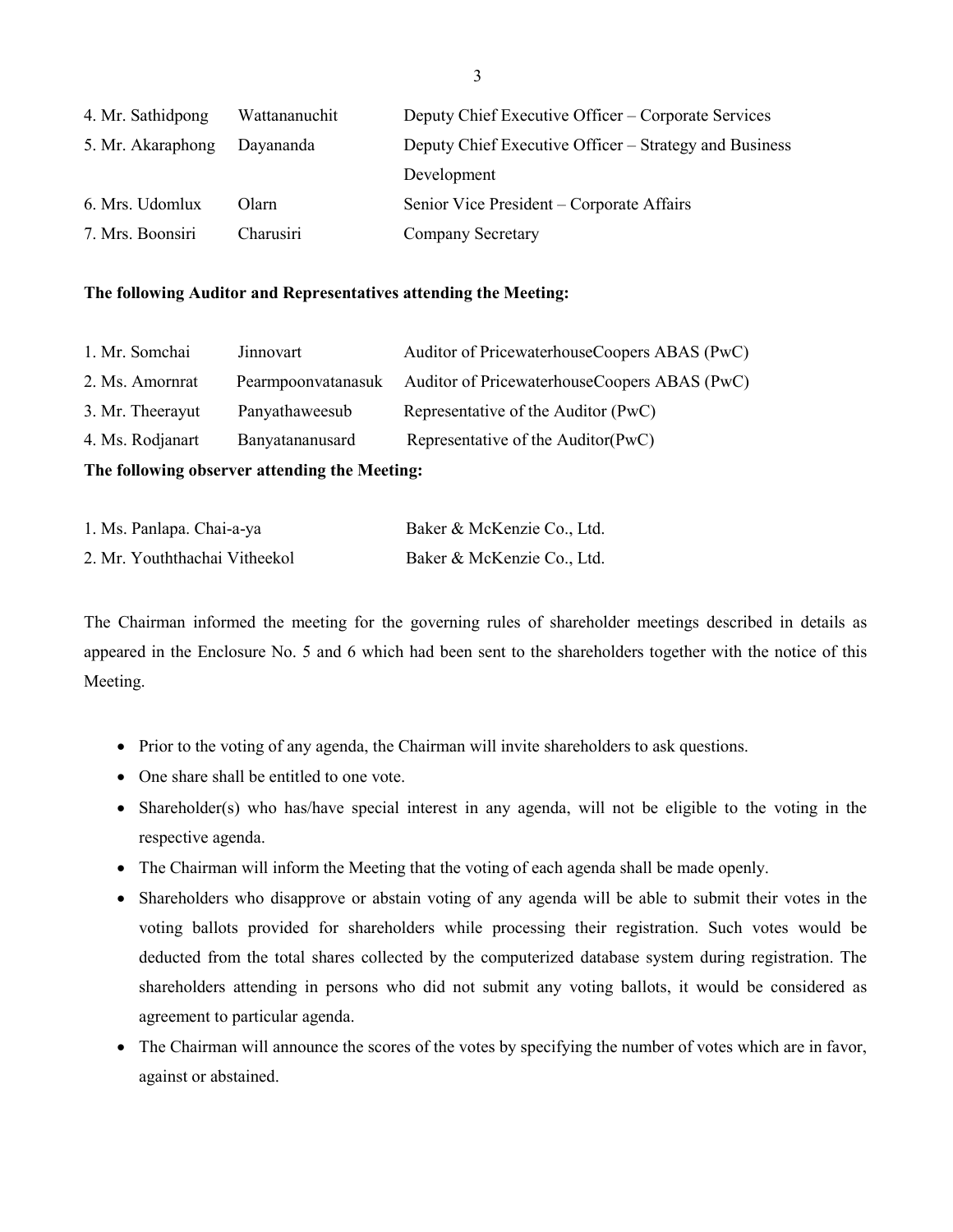| | | |
|---|---|---|
| 4. Mr. Sathidpong | Wattananuchit | Deputy Chief Executive Officer – Corporate Services |
| 5. Mr. Akaraphong | Dayananda | Deputy Chief Executive Officer – Strategy and Business Development |
| 6. Mrs. Udomlux | Olarn | Senior Vice President – Corporate Affairs |
| 7. Mrs. Boonsiri | Charusiri | Company Secretary |

**The following Auditor and Representatives attending the Meeting:**

| | | |
|---|---|---|
| 1. Mr. Somchai | Jinnovart | Auditor of PricewaterhouseCoopers ABAS (PwC) |
| 2. Ms. Amornrat | Pearmpoonvatanasuk | Auditor of PricewaterhouseCoopers ABAS (PwC) |
| 3. Mr. Theerayut | Panyathaweesub | Representative of the Auditor (PwC) |
| 4. Ms. Rodjanart | Banyatananusard | Representative of the Auditor(PwC) |

**The following observer attending the Meeting:**

| | |
|---|---|
| 1. Ms. Panlapa. Chai-a-ya | Baker & McKenzie Co., Ltd. |
| 2. Mr. Youththachai Vitheekol | Baker & McKenzie Co., Ltd. |

The Chairman informed the meeting for the governing rules of shareholder meetings described in details as appeared in the Enclosure No. 5 and 6 which had been sent to the shareholders together with the notice of this Meeting.

- Prior to the voting of any agenda, the Chairman will invite shareholders to ask questions.
- One share shall be entitled to one vote.
- Shareholder(s) who has/have special interest in any agenda, will not be eligible to the voting in the respective agenda.
- The Chairman will inform the Meeting that the voting of each agenda shall be made openly.
- Shareholders who disapprove or abstain voting of any agenda will be able to submit their votes in the voting ballots provided for shareholders while processing their registration. Such votes would be deducted from the total shares collected by the computerized database system during registration. The shareholders attending in persons who did not submit any voting ballots, it would be considered as agreement to particular agenda.
- The Chairman will announce the scores of the votes by specifying the number of votes which are in favor, against or abstained.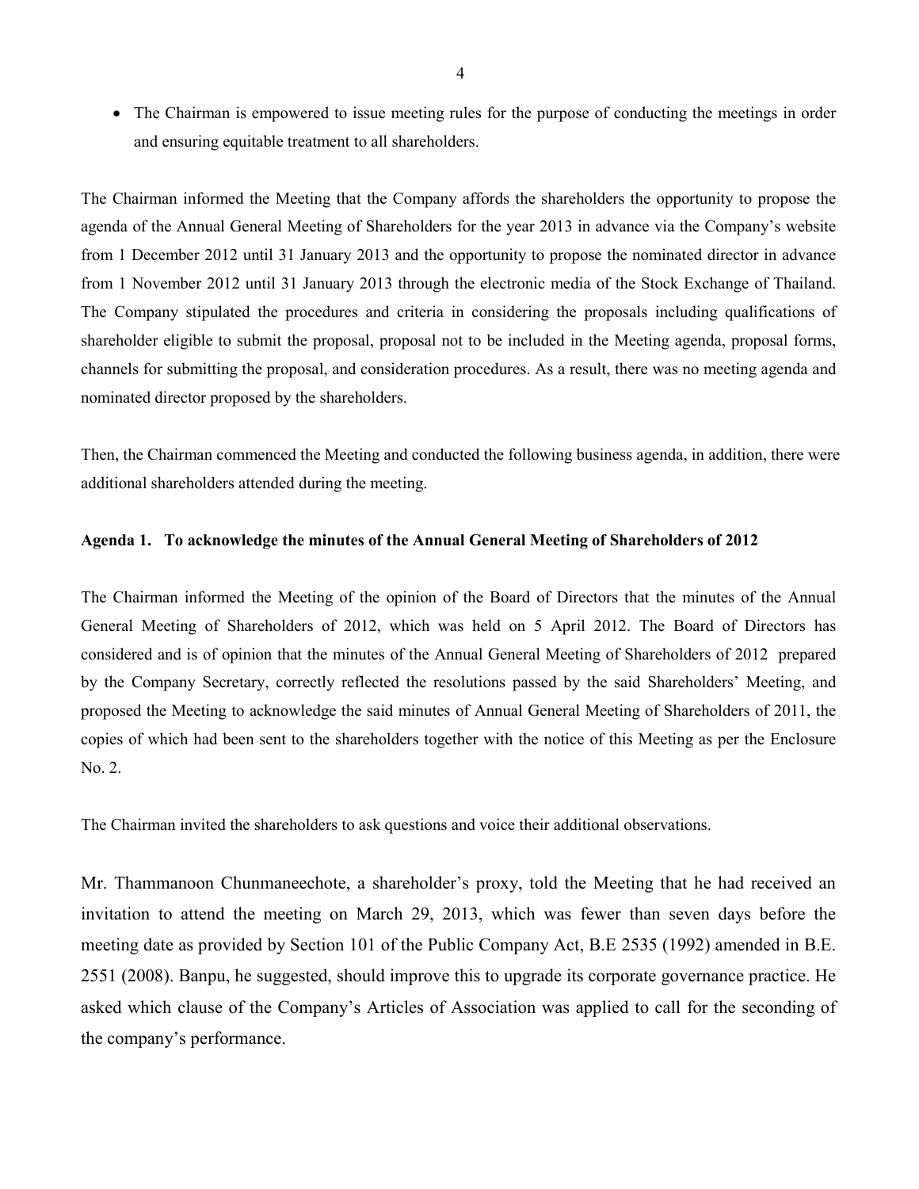- The Chairman is empowered to issue meeting rules for the purpose of conducting the meetings in order and ensuring equitable treatment to all shareholders.

The Chairman informed the Meeting that the Company affords the shareholders the opportunity to propose the agenda of the Annual General Meeting of Shareholders for the year 2013 in advance via the Company's website from 1 December 2012 until 31 January 2013 and the opportunity to propose the nominated director in advance from 1 November 2012 until 31 January 2013 through the electronic media of the Stock Exchange of Thailand. The Company stipulated the procedures and criteria in considering the proposals including qualifications of shareholder eligible to submit the proposal, proposal not to be included in the Meeting agenda, proposal forms, channels for submitting the proposal, and consideration procedures. As a result, there was no meeting agenda and nominated director proposed by the shareholders.

Then, the Chairman commenced the Meeting and conducted the following business agenda, in addition, there were additional shareholders attended during the meeting.

**Agenda 1. To acknowledge the minutes of the Annual General Meeting of Shareholders of 2012**

The Chairman informed the Meeting of the opinion of the Board of Directors that the minutes of the Annual General Meeting of Shareholders of 2012, which was held on 5 April 2012. The Board of Directors has considered and is of opinion that the minutes of the Annual General Meeting of Shareholders of 2012 prepared by the Company Secretary, correctly reflected the resolutions passed by the said Shareholders' Meeting, and proposed the Meeting to acknowledge the said minutes of Annual General Meeting of Shareholders of 2011, the copies of which had been sent to the shareholders together with the notice of this Meeting as per the Enclosure No. 2.

The Chairman invited the shareholders to ask questions and voice their additional observations.

Mr. Thammanoon Chunmaneechote, a shareholder's proxy, told the Meeting that he had received an invitation to attend the meeting on March 29, 2013, which was fewer than seven days before the meeting date as provided by Section 101 of the Public Company Act, B.E 2535 (1992) amended in B.E. 2551 (2008). Banpu, he suggested, should improve this to upgrade its corporate governance practice. He asked which clause of the Company's Articles of Association was applied to call for the seconding of the company's performance.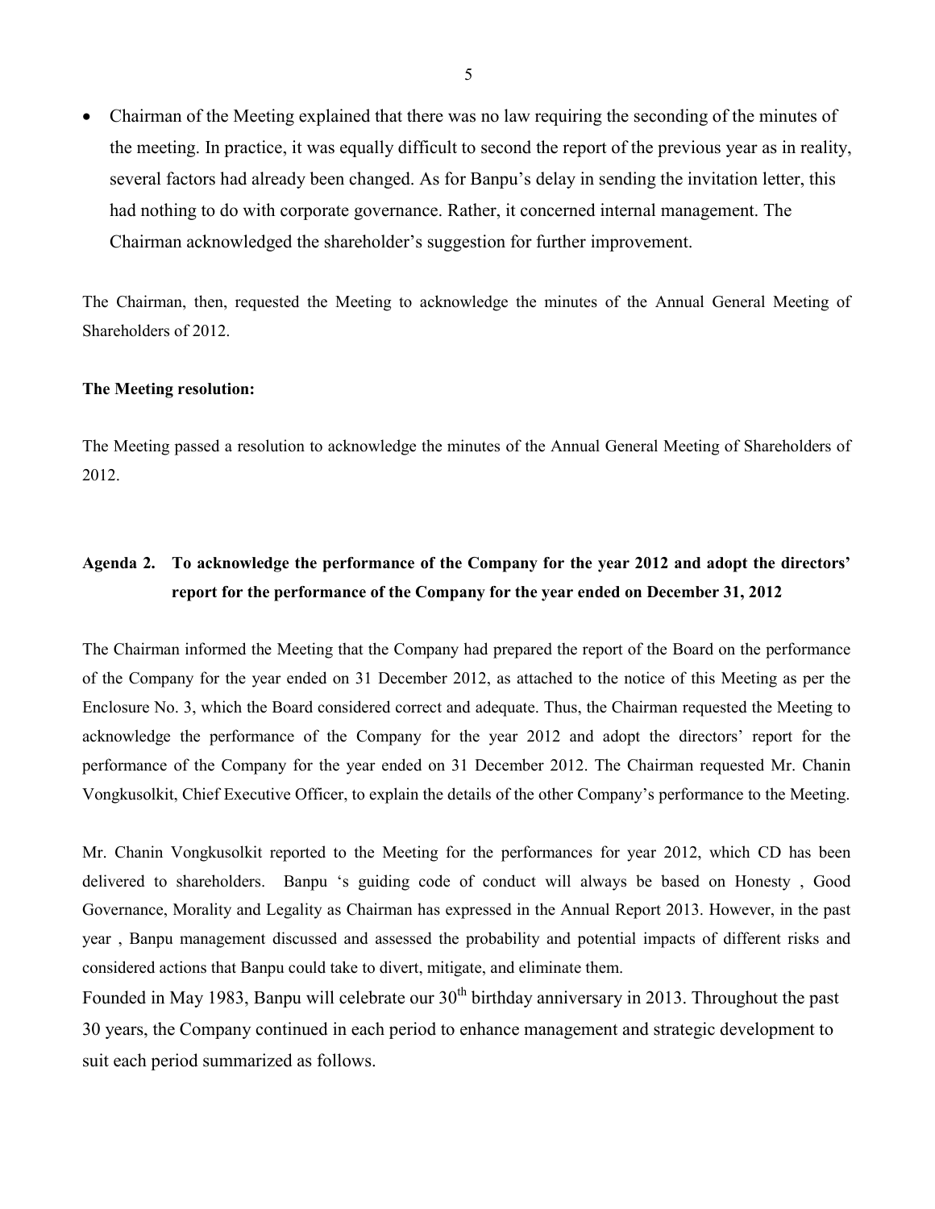- Chairman of the Meeting explained that there was no law requiring the seconding of the minutes of the meeting. In practice, it was equally difficult to second the report of the previous year as in reality, several factors had already been changed. As for Banpu's delay in sending the invitation letter, this had nothing to do with corporate governance. Rather, it concerned internal management. The Chairman acknowledged the shareholder's suggestion for further improvement.

The Chairman, then, requested the Meeting to acknowledge the minutes of the Annual General Meeting of Shareholders of 2012.

**The Meeting resolution:**

The Meeting passed a resolution to acknowledge the minutes of the Annual General Meeting of Shareholders of 2012.

## Agenda 2. To acknowledge the performance of the Company for the year 2012 and adopt the directors' report for the performance of the Company for the year ended on December 31, 2012

The Chairman informed the Meeting that the Company had prepared the report of the Board on the performance of the Company for the year ended on 31 December 2012, as attached to the notice of this Meeting as per the Enclosure No. 3, which the Board considered correct and adequate. Thus, the Chairman requested the Meeting to acknowledge the performance of the Company for the year 2012 and adopt the directors' report for the performance of the Company for the year ended on 31 December 2012. The Chairman requested Mr. Chanin Vongkusolkit, Chief Executive Officer, to explain the details of the other Company's performance to the Meeting.

Mr. Chanin Vongkusolkit reported to the Meeting for the performances for year 2012, which CD has been delivered to shareholders. Banpu 's guiding code of conduct will always be based on Honesty , Good Governance, Morality and Legality as Chairman has expressed in the Annual Report 2013. However, in the past year , Banpu management discussed and assessed the probability and potential impacts of different risks and considered actions that Banpu could take to divert, mitigate, and eliminate them.

Founded in May 1983, Banpu will celebrate our 30th birthday anniversary in 2013. Throughout the past 30 years, the Company continued in each period to enhance management and strategic development to suit each period summarized as follows.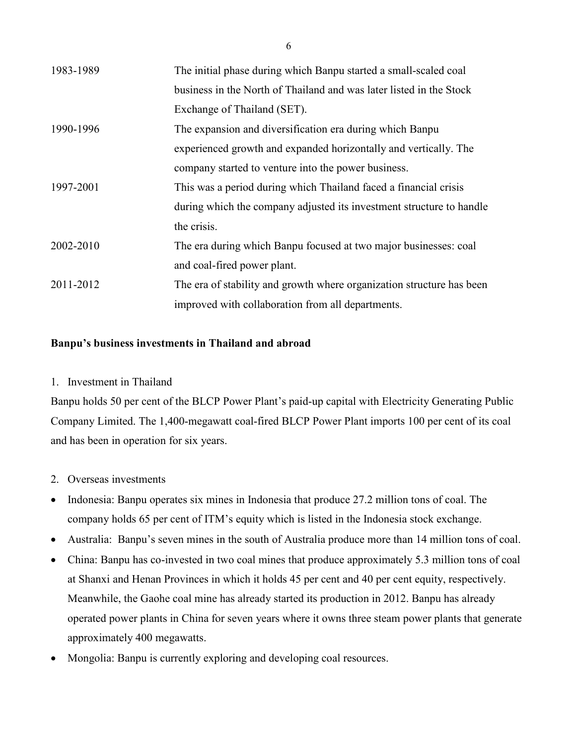| | |
|---|---|
| 1983-1989 | The initial phase during which Banpu started a small-scaled coal business in the North of Thailand and was later listed in the Stock Exchange of Thailand (SET). |
| 1990-1996 | The expansion and diversification era during which Banpu experienced growth and expanded horizontally and vertically. The company started to venture into the power business. |
| 1997-2001 | This was a period during which Thailand faced a financial crisis during which the company adjusted its investment structure to handle the crisis. |
| 2002-2010 | The era during which Banpu focused at two major businesses: coal and coal-fired power plant. |
| 2011-2012 | The era of stability and growth where organization structure has been improved with collaboration from all departments. |

**Banpu's business investments in Thailand and abroad**

1. Investment in Thailand

Banpu holds 50 per cent of the BLCP Power Plant's paid-up capital with Electricity Generating Public Company Limited. The 1,400-megawatt coal-fired BLCP Power Plant imports 100 per cent of its coal and has been in operation for six years.

2. Overseas investments

- Indonesia: Banpu operates six mines in Indonesia that produce 27.2 million tons of coal. The company holds 65 per cent of ITM's equity which is listed in the Indonesia stock exchange.
- Australia: Banpu's seven mines in the south of Australia produce more than 14 million tons of coal.
- China: Banpu has co-invested in two coal mines that produce approximately 5.3 million tons of coal at Shanxi and Henan Provinces in which it holds 45 per cent and 40 per cent equity, respectively. Meanwhile, the Gaohe coal mine has already started its production in 2012. Banpu has already operated power plants in China for seven years where it owns three steam power plants that generate approximately 400 megawatts.
- Mongolia: Banpu is currently exploring and developing coal resources.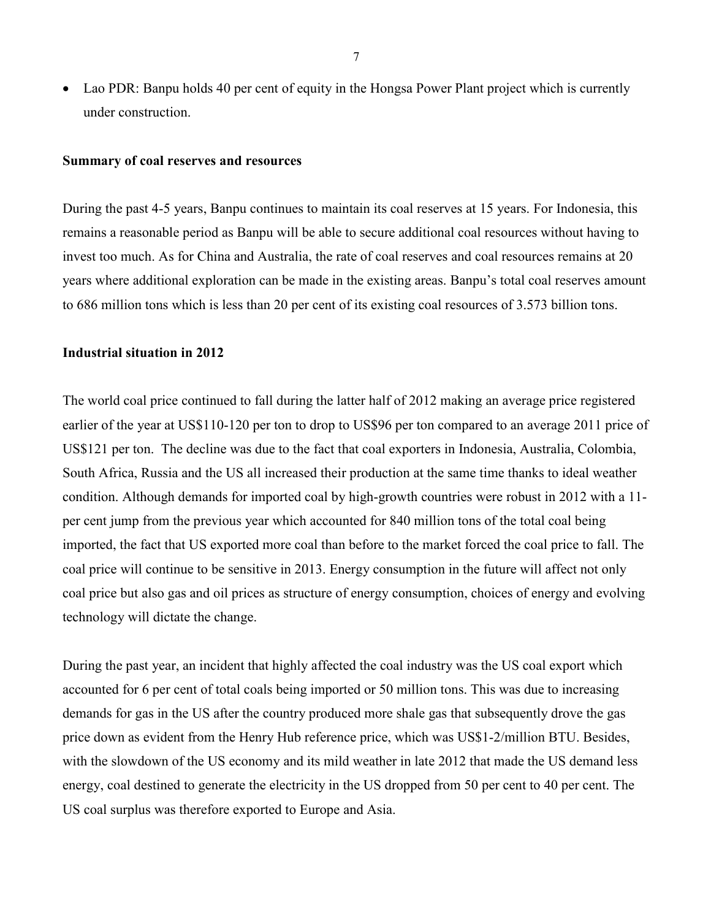- Lao PDR: Banpu holds 40 per cent of equity in the Hongsa Power Plant project which is currently under construction.

**Summary of coal reserves and resources**

During the past 4-5 years, Banpu continues to maintain its coal reserves at 15 years. For Indonesia, this remains a reasonable period as Banpu will be able to secure additional coal resources without having to invest too much. As for China and Australia, the rate of coal reserves and coal resources remains at 20 years where additional exploration can be made in the existing areas. Banpu's total coal reserves amount to 686 million tons which is less than 20 per cent of its existing coal resources of 3.573 billion tons.

**Industrial situation in 2012**

The world coal price continued to fall during the latter half of 2012 making an average price registered earlier of the year at US$110-120 per ton to drop to US$96 per ton compared to an average 2011 price of US$121 per ton. The decline was due to the fact that coal exporters in Indonesia, Australia, Colombia, South Africa, Russia and the US all increased their production at the same time thanks to ideal weather condition. Although demands for imported coal by high-growth countries were robust in 2012 with a 11-per cent jump from the previous year which accounted for 840 million tons of the total coal being imported, the fact that US exported more coal than before to the market forced the coal price to fall. The coal price will continue to be sensitive in 2013. Energy consumption in the future will affect not only coal price but also gas and oil prices as structure of energy consumption, choices of energy and evolving technology will dictate the change.

During the past year, an incident that highly affected the coal industry was the US coal export which accounted for 6 per cent of total coals being imported or 50 million tons. This was due to increasing demands for gas in the US after the country produced more shale gas that subsequently drove the gas price down as evident from the Henry Hub reference price, which was US$1-2/million BTU. Besides, with the slowdown of the US economy and its mild weather in late 2012 that made the US demand less energy, coal destined to generate the electricity in the US dropped from 50 per cent to 40 per cent. The US coal surplus was therefore exported to Europe and Asia.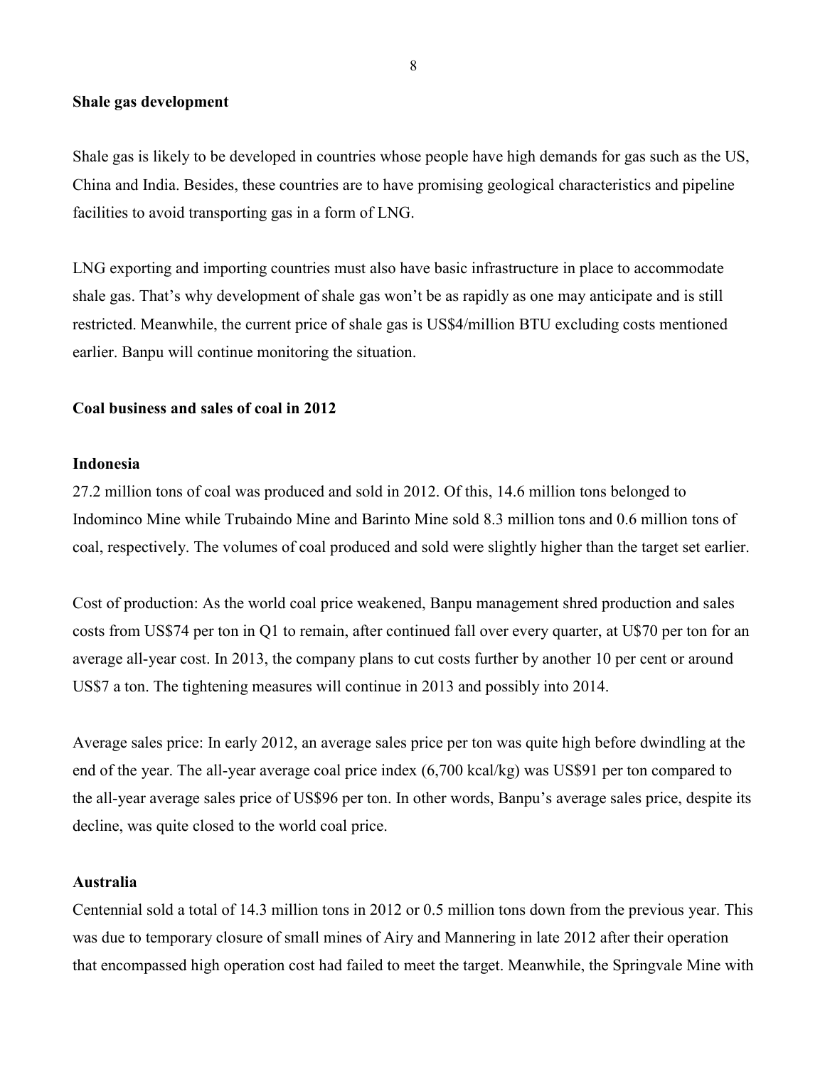**Shale gas development**

Shale gas is likely to be developed in countries whose people have high demands for gas such as the US, China and India. Besides, these countries are to have promising geological characteristics and pipeline facilities to avoid transporting gas in a form of LNG.

LNG exporting and importing countries must also have basic infrastructure in place to accommodate shale gas. That's why development of shale gas won't be as rapidly as one may anticipate and is still restricted. Meanwhile, the current price of shale gas is US$4/million BTU excluding costs mentioned earlier. Banpu will continue monitoring the situation.

**Coal business and sales of coal in 2012**

**Indonesia**

27.2 million tons of coal was produced and sold in 2012. Of this, 14.6 million tons belonged to Indominco Mine while Trubaindo Mine and Barinto Mine sold 8.3 million tons and 0.6 million tons of coal, respectively. The volumes of coal produced and sold were slightly higher than the target set earlier.

Cost of production: As the world coal price weakened, Banpu management shred production and sales costs from US$74 per ton in Q1 to remain, after continued fall over every quarter, at U$70 per ton for an average all-year cost. In 2013, the company plans to cut costs further by another 10 per cent or around US$7 a ton. The tightening measures will continue in 2013 and possibly into 2014.

Average sales price: In early 2012, an average sales price per ton was quite high before dwindling at the end of the year. The all-year average coal price index (6,700 kcal/kg) was US$91 per ton compared to the all-year average sales price of US$96 per ton. In other words, Banpu's average sales price, despite its decline, was quite closed to the world coal price.

**Australia**

Centennial sold a total of 14.3 million tons in 2012 or 0.5 million tons down from the previous year. This was due to temporary closure of small mines of Airy and Mannering in late 2012 after their operation that encompassed high operation cost had failed to meet the target. Meanwhile, the Springvale Mine with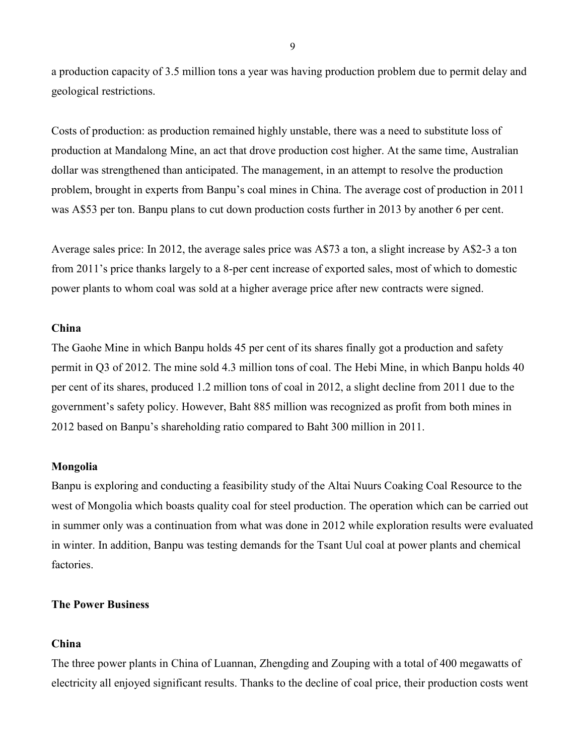a production capacity of 3.5 million tons a year was having production problem due to permit delay and geological restrictions.

Costs of production: as production remained highly unstable, there was a need to substitute loss of production at Mandalong Mine, an act that drove production cost higher. At the same time, Australian dollar was strengthened than anticipated. The management, in an attempt to resolve the production problem, brought in experts from Banpu's coal mines in China. The average cost of production in 2011 was A$53 per ton. Banpu plans to cut down production costs further in 2013 by another 6 per cent.

Average sales price: In 2012, the average sales price was A$73 a ton, a slight increase by A$2-3 a ton from 2011's price thanks largely to a 8-per cent increase of exported sales, most of which to domestic power plants to whom coal was sold at a higher average price after new contracts were signed.

**China**

The Gaohe Mine in which Banpu holds 45 per cent of its shares finally got a production and safety permit in Q3 of 2012. The mine sold 4.3 million tons of coal. The Hebi Mine, in which Banpu holds 40 per cent of its shares, produced 1.2 million tons of coal in 2012, a slight decline from 2011 due to the government's safety policy. However, Baht 885 million was recognized as profit from both mines in 2012 based on Banpu's shareholding ratio compared to Baht 300 million in 2011.

**Mongolia**

Banpu is exploring and conducting a feasibility study of the Altai Nuurs Coaking Coal Resource to the west of Mongolia which boasts quality coal for steel production. The operation which can be carried out in summer only was a continuation from what was done in 2012 while exploration results were evaluated in winter. In addition, Banpu was testing demands for the Tsant Uul coal at power plants and chemical factories.

**The Power Business**

**China**

The three power plants in China of Luannan, Zhengding and Zouping with a total of 400 megawatts of electricity all enjoyed significant results. Thanks to the decline of coal price, their production costs went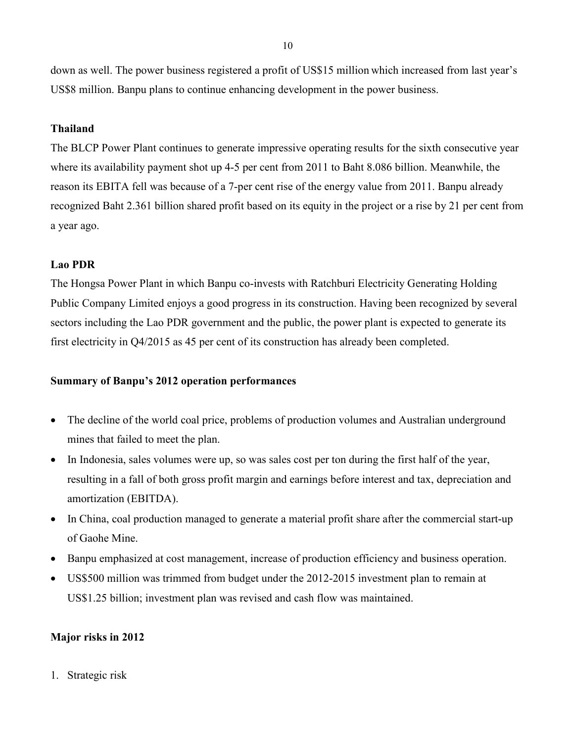down as well. The power business registered a profit of US$15 million which increased from last year's US$8 million. Banpu plans to continue enhancing development in the power business.

**Thailand**

The BLCP Power Plant continues to generate impressive operating results for the sixth consecutive year where its availability payment shot up 4-5 per cent from 2011 to Baht 8.086 billion. Meanwhile, the reason its EBITA fell was because of a 7-per cent rise of the energy value from 2011. Banpu already recognized Baht 2.361 billion shared profit based on its equity in the project or a rise by 21 per cent from a year ago.

**Lao PDR**

The Hongsa Power Plant in which Banpu co-invests with Ratchburi Electricity Generating Holding Public Company Limited enjoys a good progress in its construction. Having been recognized by several sectors including the Lao PDR government and the public, the power plant is expected to generate its first electricity in Q4/2015 as 45 per cent of its construction has already been completed.

**Summary of Banpu's 2012 operation performances**

- The decline of the world coal price, problems of production volumes and Australian underground mines that failed to meet the plan.
- In Indonesia, sales volumes were up, so was sales cost per ton during the first half of the year, resulting in a fall of both gross profit margin and earnings before interest and tax, depreciation and amortization (EBITDA).
- In China, coal production managed to generate a material profit share after the commercial start-up of Gaohe Mine.
- Banpu emphasized at cost management, increase of production efficiency and business operation.
- US$500 million was trimmed from budget under the 2012-2015 investment plan to remain at US$1.25 billion; investment plan was revised and cash flow was maintained.

**Major risks in 2012**

1. Strategic risk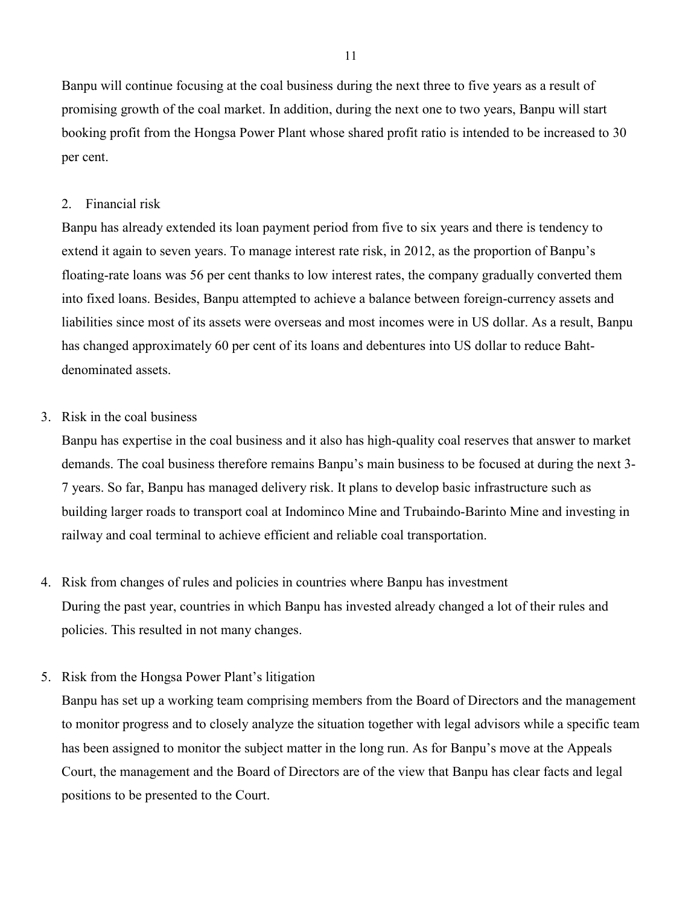Banpu will continue focusing at the coal business during the next three to five years as a result of promising growth of the coal market. In addition, during the next one to two years, Banpu will start booking profit from the Hongsa Power Plant whose shared profit ratio is intended to be increased to 30 per cent.

2. Financial risk

Banpu has already extended its loan payment period from five to six years and there is tendency to extend it again to seven years. To manage interest rate risk, in 2012, as the proportion of Banpu's floating-rate loans was 56 per cent thanks to low interest rates, the company gradually converted them into fixed loans. Besides, Banpu attempted to achieve a balance between foreign-currency assets and liabilities since most of its assets were overseas and most incomes were in US dollar. As a result, Banpu has changed approximately 60 per cent of its loans and debentures into US dollar to reduce Baht-denominated assets.

3. Risk in the coal business

Banpu has expertise in the coal business and it also has high-quality coal reserves that answer to market demands. The coal business therefore remains Banpu's main business to be focused at during the next 3-7 years. So far, Banpu has managed delivery risk. It plans to develop basic infrastructure such as building larger roads to transport coal at Indominco Mine and Trubaindo-Barinto Mine and investing in railway and coal terminal to achieve efficient and reliable coal transportation.

4. Risk from changes of rules and policies in countries where Banpu has investment

During the past year, countries in which Banpu has invested already changed a lot of their rules and policies. This resulted in not many changes.

5. Risk from the Hongsa Power Plant's litigation

Banpu has set up a working team comprising members from the Board of Directors and the management to monitor progress and to closely analyze the situation together with legal advisors while a specific team has been assigned to monitor the subject matter in the long run. As for Banpu's move at the Appeals Court, the management and the Board of Directors are of the view that Banpu has clear facts and legal positions to be presented to the Court.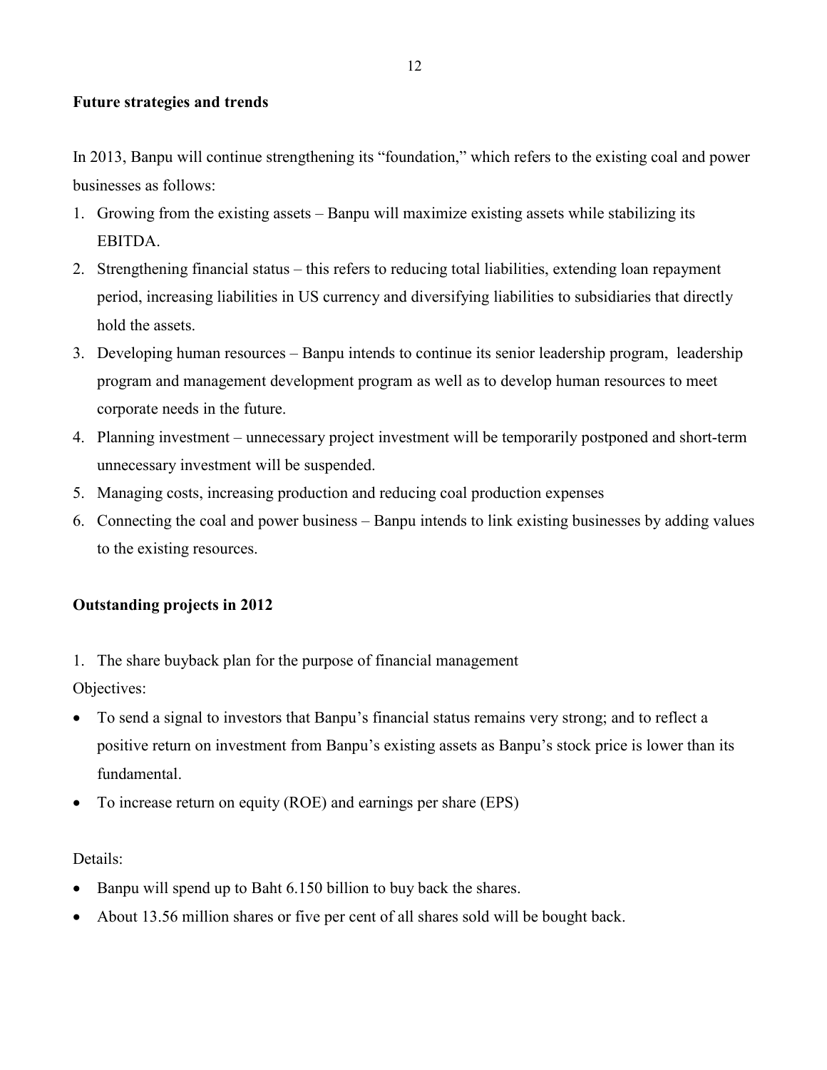**Future strategies and trends**

In 2013, Banpu will continue strengthening its "foundation," which refers to the existing coal and power businesses as follows:

1. Growing from the existing assets – Banpu will maximize existing assets while stabilizing its EBITDA.
2. Strengthening financial status – this refers to reducing total liabilities, extending loan repayment period, increasing liabilities in US currency and diversifying liabilities to subsidiaries that directly hold the assets.
3. Developing human resources – Banpu intends to continue its senior leadership program, leadership program and management development program as well as to develop human resources to meet corporate needs in the future.
4. Planning investment – unnecessary project investment will be temporarily postponed and short-term unnecessary investment will be suspended.
5. Managing costs, increasing production and reducing coal production expenses
6. Connecting the coal and power business – Banpu intends to link existing businesses by adding values to the existing resources.

**Outstanding projects in 2012**

1. The share buyback plan for the purpose of financial management

Objectives:

- To send a signal to investors that Banpu's financial status remains very strong; and to reflect a positive return on investment from Banpu's existing assets as Banpu's stock price is lower than its fundamental.
- To increase return on equity (ROE) and earnings per share (EPS)

Details:

- Banpu will spend up to Baht 6.150 billion to buy back the shares.
- About 13.56 million shares or five per cent of all shares sold will be bought back.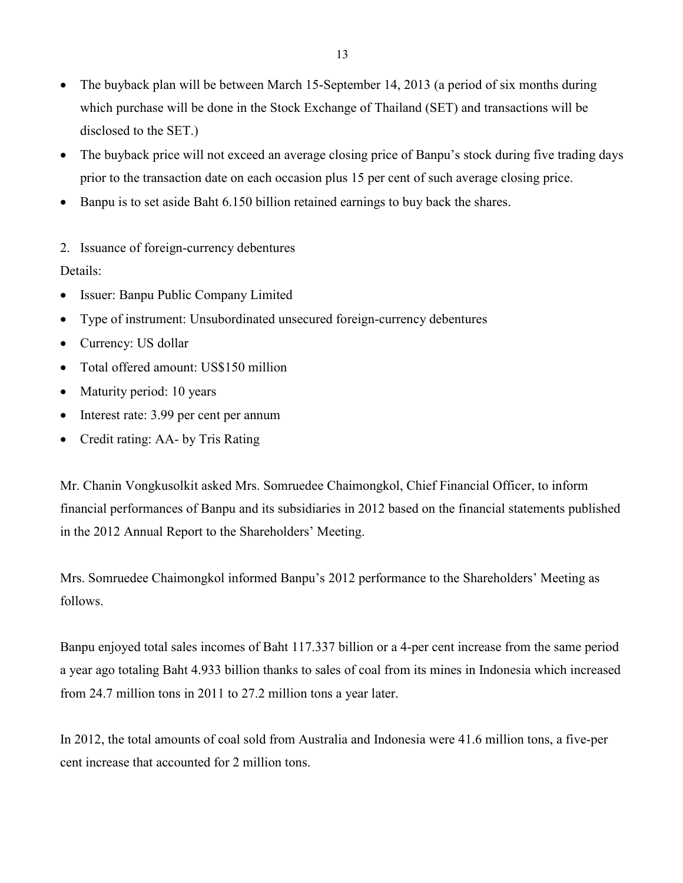- The buyback plan will be between March 15-September 14, 2013 (a period of six months during which purchase will be done in the Stock Exchange of Thailand (SET) and transactions will be disclosed to the SET.)
- The buyback price will not exceed an average closing price of Banpu's stock during five trading days prior to the transaction date on each occasion plus 15 per cent of such average closing price.
- Banpu is to set aside Baht 6.150 billion retained earnings to buy back the shares.

2. Issuance of foreign-currency debentures

Details:

- Issuer: Banpu Public Company Limited
- Type of instrument: Unsubordinated unsecured foreign-currency debentures
- Currency: US dollar
- Total offered amount: US$150 million
- Maturity period: 10 years
- Interest rate: 3.99 per cent per annum
- Credit rating: AA- by Tris Rating

Mr. Chanin Vongkusolkit asked Mrs. Somruedee Chaimongkol, Chief Financial Officer, to inform financial performances of Banpu and its subsidiaries in 2012 based on the financial statements published in the 2012 Annual Report to the Shareholders' Meeting.

Mrs. Somruedee Chaimongkol informed Banpu's 2012 performance to the Shareholders' Meeting as follows.

Banpu enjoyed total sales incomes of Baht 117.337 billion or a 4-per cent increase from the same period a year ago totaling Baht 4.933 billion thanks to sales of coal from its mines in Indonesia which increased from 24.7 million tons in 2011 to 27.2 million tons a year later.

In 2012, the total amounts of coal sold from Australia and Indonesia were 41.6 million tons, a five-per cent increase that accounted for 2 million tons.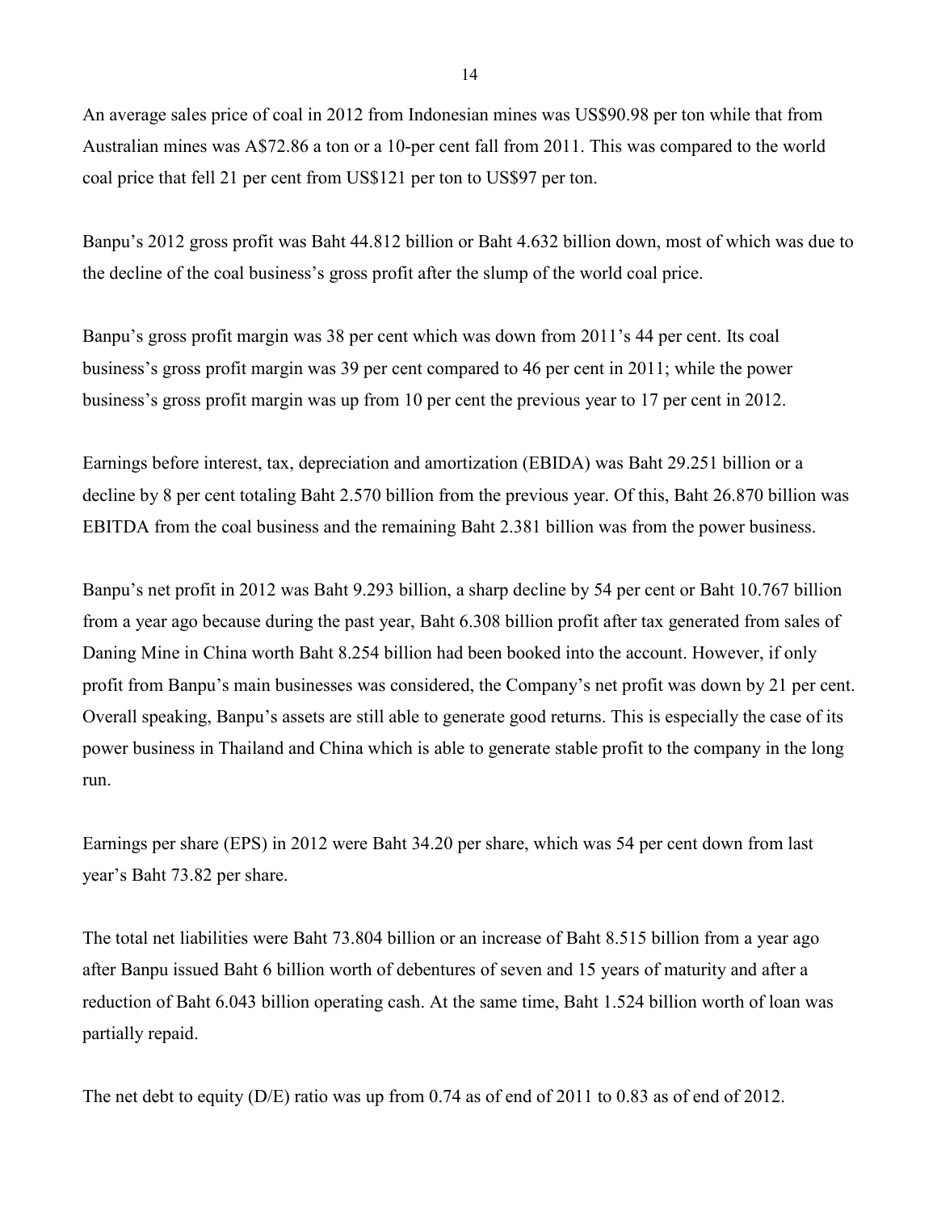An average sales price of coal in 2012 from Indonesian mines was US$90.98 per ton while that from Australian mines was A$72.86 a ton or a 10-per cent fall from 2011. This was compared to the world coal price that fell 21 per cent from US$121 per ton to US$97 per ton.

Banpu's 2012 gross profit was Baht 44.812 billion or Baht 4.632 billion down, most of which was due to the decline of the coal business's gross profit after the slump of the world coal price.

Banpu's gross profit margin was 38 per cent which was down from 2011's 44 per cent. Its coal business's gross profit margin was 39 per cent compared to 46 per cent in 2011; while the power business's gross profit margin was up from 10 per cent the previous year to 17 per cent in 2012.

Earnings before interest, tax, depreciation and amortization (EBIDA) was Baht 29.251 billion or a decline by 8 per cent totaling Baht 2.570 billion from the previous year. Of this, Baht 26.870 billion was EBITDA from the coal business and the remaining Baht 2.381 billion was from the power business.

Banpu's net profit in 2012 was Baht 9.293 billion, a sharp decline by 54 per cent or Baht 10.767 billion from a year ago because during the past year, Baht 6.308 billion profit after tax generated from sales of Daning Mine in China worth Baht 8.254 billion had been booked into the account. However, if only profit from Banpu's main businesses was considered, the Company's net profit was down by 21 per cent. Overall speaking, Banpu's assets are still able to generate good returns. This is especially the case of its power business in Thailand and China which is able to generate stable profit to the company in the long run.

Earnings per share (EPS) in 2012 were Baht 34.20 per share, which was 54 per cent down from last year's Baht 73.82 per share.

The total net liabilities were Baht 73.804 billion or an increase of Baht 8.515 billion from a year ago after Banpu issued Baht 6 billion worth of debentures of seven and 15 years of maturity and after a reduction of Baht 6.043 billion operating cash. At the same time, Baht 1.524 billion worth of loan was partially repaid.

The net debt to equity (D/E) ratio was up from 0.74 as of end of 2011 to 0.83 as of end of 2012.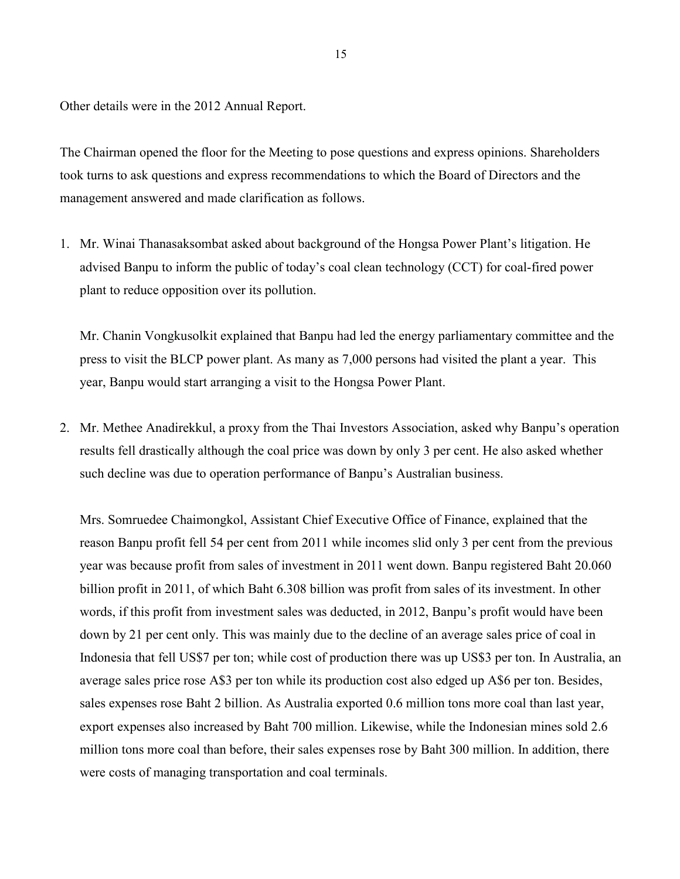Other details were in the 2012 Annual Report.

The Chairman opened the floor for the Meeting to pose questions and express opinions. Shareholders took turns to ask questions and express recommendations to which the Board of Directors and the management answered and made clarification as follows.

1. Mr. Winai Thanasaksombat asked about background of the Hongsa Power Plant's litigation. He advised Banpu to inform the public of today's coal clean technology (CCT) for coal-fired power plant to reduce opposition over its pollution.

   Mr. Chanin Vongkusolkit explained that Banpu had led the energy parliamentary committee and the press to visit the BLCP power plant. As many as 7,000 persons had visited the plant a year. This year, Banpu would start arranging a visit to the Hongsa Power Plant.

2. Mr. Methee Anadirekkul, a proxy from the Thai Investors Association, asked why Banpu's operation results fell drastically although the coal price was down by only 3 per cent. He also asked whether such decline was due to operation performance of Banpu's Australian business.

   Mrs. Somruedee Chaimongkol, Assistant Chief Executive Office of Finance, explained that the reason Banpu profit fell 54 per cent from 2011 while incomes slid only 3 per cent from the previous year was because profit from sales of investment in 2011 went down. Banpu registered Baht 20.060 billion profit in 2011, of which Baht 6.308 billion was profit from sales of its investment. In other words, if this profit from investment sales was deducted, in 2012, Banpu's profit would have been down by 21 per cent only. This was mainly due to the decline of an average sales price of coal in Indonesia that fell US$7 per ton; while cost of production there was up US$3 per ton. In Australia, an average sales price rose A$3 per ton while its production cost also edged up A$6 per ton. Besides, sales expenses rose Baht 2 billion. As Australia exported 0.6 million tons more coal than last year, export expenses also increased by Baht 700 million. Likewise, while the Indonesian mines sold 2.6 million tons more coal than before, their sales expenses rose by Baht 300 million. In addition, there were costs of managing transportation and coal terminals.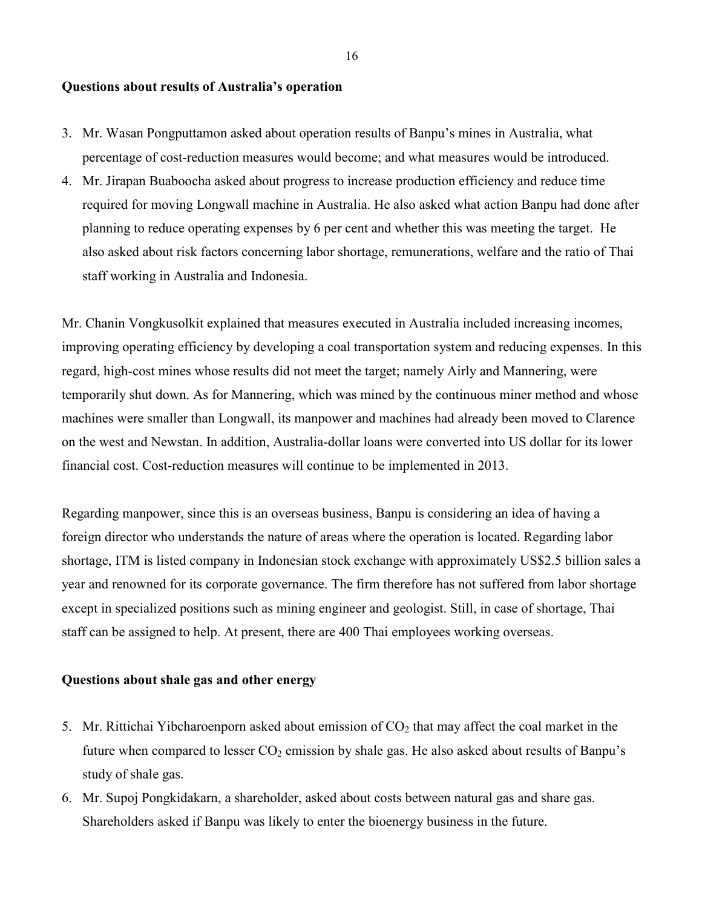**Questions about results of Australia's operation**

3. Mr. Wasan Pongputtamon asked about operation results of Banpu's mines in Australia, what percentage of cost-reduction measures would become; and what measures would be introduced.
4. Mr. Jirapan Buaboocha asked about progress to increase production efficiency and reduce time required for moving Longwall machine in Australia. He also asked what action Banpu had done after planning to reduce operating expenses by 6 per cent and whether this was meeting the target. He also asked about risk factors concerning labor shortage, remunerations, welfare and the ratio of Thai staff working in Australia and Indonesia.

Mr. Chanin Vongkusolkit explained that measures executed in Australia included increasing incomes, improving operating efficiency by developing a coal transportation system and reducing expenses. In this regard, high-cost mines whose results did not meet the target; namely Airly and Mannering, were temporarily shut down. As for Mannering, which was mined by the continuous miner method and whose machines were smaller than Longwall, its manpower and machines had already been moved to Clarence on the west and Newstan. In addition, Australia-dollar loans were converted into US dollar for its lower financial cost. Cost-reduction measures will continue to be implemented in 2013.

Regarding manpower, since this is an overseas business, Banpu is considering an idea of having a foreign director who understands the nature of areas where the operation is located. Regarding labor shortage, ITM is listed company in Indonesian stock exchange with approximately US$2.5 billion sales a year and renowned for its corporate governance. The firm therefore has not suffered from labor shortage except in specialized positions such as mining engineer and geologist. Still, in case of shortage, Thai staff can be assigned to help. At present, there are 400 Thai employees working overseas.

**Questions about shale gas and other energy**

5. Mr. Rittichai Yibcharoenporn asked about emission of $CO_2$ that may affect the coal market in the future when compared to lesser $CO_2$ emission by shale gas. He also asked about results of Banpu's study of shale gas.
6. Mr. Supoj Pongkidakarn, a shareholder, asked about costs between natural gas and share gas. Shareholders asked if Banpu was likely to enter the bioenergy business in the future.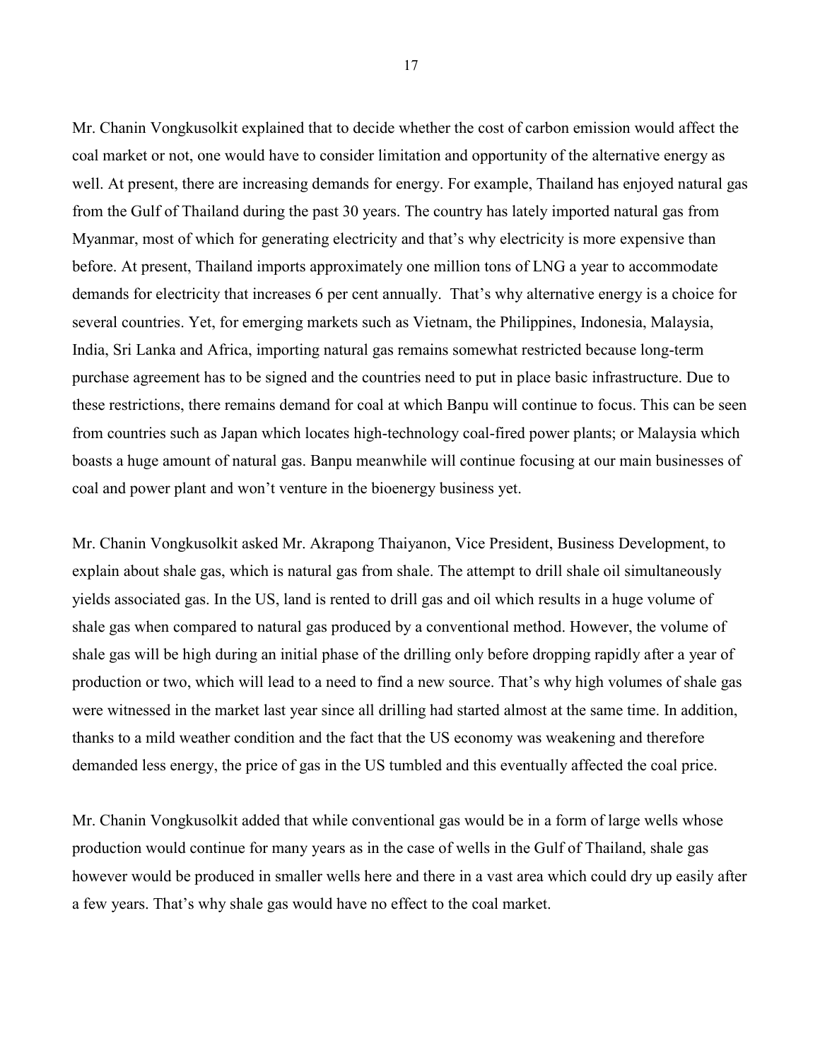Mr. Chanin Vongkusolkit explained that to decide whether the cost of carbon emission would affect the coal market or not, one would have to consider limitation and opportunity of the alternative energy as well. At present, there are increasing demands for energy. For example, Thailand has enjoyed natural gas from the Gulf of Thailand during the past 30 years. The country has lately imported natural gas from Myanmar, most of which for generating electricity and that's why electricity is more expensive than before. At present, Thailand imports approximately one million tons of LNG a year to accommodate demands for electricity that increases 6 per cent annually. That's why alternative energy is a choice for several countries. Yet, for emerging markets such as Vietnam, the Philippines, Indonesia, Malaysia, India, Sri Lanka and Africa, importing natural gas remains somewhat restricted because long-term purchase agreement has to be signed and the countries need to put in place basic infrastructure. Due to these restrictions, there remains demand for coal at which Banpu will continue to focus. This can be seen from countries such as Japan which locates high-technology coal-fired power plants; or Malaysia which boasts a huge amount of natural gas. Banpu meanwhile will continue focusing at our main businesses of coal and power plant and won't venture in the bioenergy business yet.

Mr. Chanin Vongkusolkit asked Mr. Akrapong Thaiyanon, Vice President, Business Development, to explain about shale gas, which is natural gas from shale. The attempt to drill shale oil simultaneously yields associated gas. In the US, land is rented to drill gas and oil which results in a huge volume of shale gas when compared to natural gas produced by a conventional method. However, the volume of shale gas will be high during an initial phase of the drilling only before dropping rapidly after a year of production or two, which will lead to a need to find a new source. That's why high volumes of shale gas were witnessed in the market last year since all drilling had started almost at the same time. In addition, thanks to a mild weather condition and the fact that the US economy was weakening and therefore demanded less energy, the price of gas in the US tumbled and this eventually affected the coal price.

Mr. Chanin Vongkusolkit added that while conventional gas would be in a form of large wells whose production would continue for many years as in the case of wells in the Gulf of Thailand, shale gas however would be produced in smaller wells here and there in a vast area which could dry up easily after a few years. That's why shale gas would have no effect to the coal market.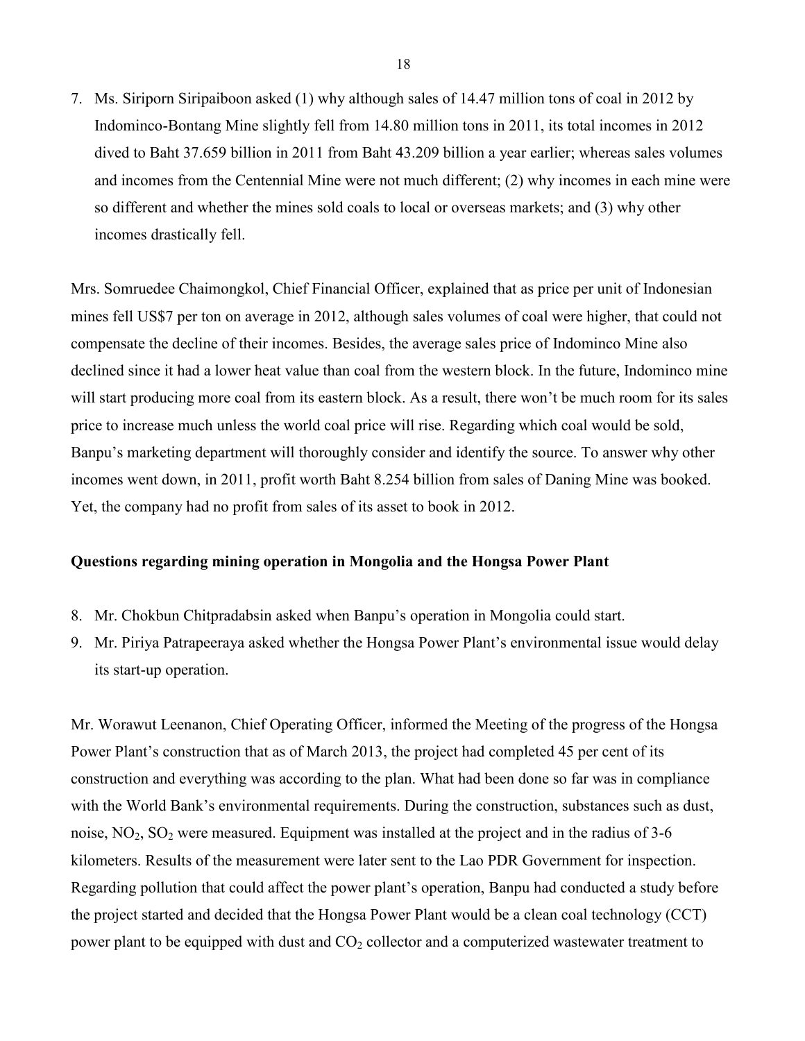7. Ms. Siriporn Siripaiboon asked (1) why although sales of 14.47 million tons of coal in 2012 by Indominco-Bontang Mine slightly fell from 14.80 million tons in 2011, its total incomes in 2012 dived to Baht 37.659 billion in 2011 from Baht 43.209 billion a year earlier; whereas sales volumes and incomes from the Centennial Mine were not much different; (2) why incomes in each mine were so different and whether the mines sold coals to local or overseas markets; and (3) why other incomes drastically fell.

Mrs. Somruedee Chaimongkol, Chief Financial Officer, explained that as price per unit of Indonesian mines fell US$7 per ton on average in 2012, although sales volumes of coal were higher, that could not compensate the decline of their incomes. Besides, the average sales price of Indominco Mine also declined since it had a lower heat value than coal from the western block. In the future, Indominco mine will start producing more coal from its eastern block. As a result, there won't be much room for its sales price to increase much unless the world coal price will rise. Regarding which coal would be sold, Banpu's marketing department will thoroughly consider and identify the source. To answer why other incomes went down, in 2011, profit worth Baht 8.254 billion from sales of Daning Mine was booked. Yet, the company had no profit from sales of its asset to book in 2012.

**Questions regarding mining operation in Mongolia and the Hongsa Power Plant**

8. Mr. Chokbun Chitpradabsin asked when Banpu's operation in Mongolia could start.
9. Mr. Piriya Patrapeeraya asked whether the Hongsa Power Plant's environmental issue would delay its start-up operation.

Mr. Worawut Leenanon, Chief Operating Officer, informed the Meeting of the progress of the Hongsa Power Plant's construction that as of March 2013, the project had completed 45 per cent of its construction and everything was according to the plan. What had been done so far was in compliance with the World Bank's environmental requirements. During the construction, substances such as dust, noise, $NO_2$, $SO_2$ were measured. Equipment was installed at the project and in the radius of 3-6 kilometers. Results of the measurement were later sent to the Lao PDR Government for inspection. Regarding pollution that could affect the power plant's operation, Banpu had conducted a study before the project started and decided that the Hongsa Power Plant would be a clean coal technology (CCT) power plant to be equipped with dust and $CO_2$ collector and a computerized wastewater treatment to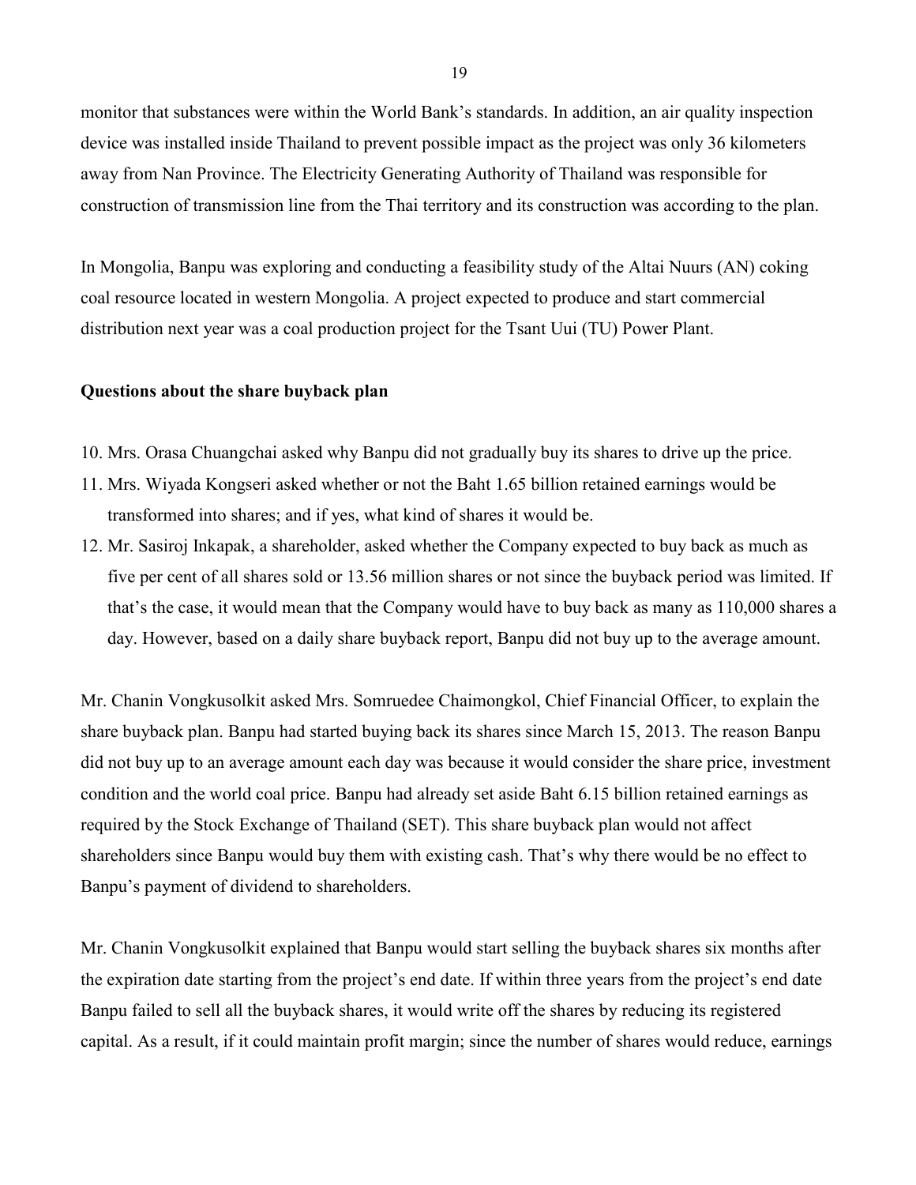monitor that substances were within the World Bank's standards. In addition, an air quality inspection device was installed inside Thailand to prevent possible impact as the project was only 36 kilometers away from Nan Province. The Electricity Generating Authority of Thailand was responsible for construction of transmission line from the Thai territory and its construction was according to the plan.

In Mongolia, Banpu was exploring and conducting a feasibility study of the Altai Nuurs (AN) coking coal resource located in western Mongolia. A project expected to produce and start commercial distribution next year was a coal production project for the Tsant Uui (TU) Power Plant.

**Questions about the share buyback plan**

10. Mrs. Orasa Chuangchai asked why Banpu did not gradually buy its shares to drive up the price.
11. Mrs. Wiyada Kongseri asked whether or not the Baht 1.65 billion retained earnings would be transformed into shares; and if yes, what kind of shares it would be.
12. Mr. Sasiroj Inkapak, a shareholder, asked whether the Company expected to buy back as much as five per cent of all shares sold or 13.56 million shares or not since the buyback period was limited. If that's the case, it would mean that the Company would have to buy back as many as 110,000 shares a day. However, based on a daily share buyback report, Banpu did not buy up to the average amount.

Mr. Chanin Vongkusolkit asked Mrs. Somruedee Chaimongkol, Chief Financial Officer, to explain the share buyback plan. Banpu had started buying back its shares since March 15, 2013. The reason Banpu did not buy up to an average amount each day was because it would consider the share price, investment condition and the world coal price. Banpu had already set aside Baht 6.15 billion retained earnings as required by the Stock Exchange of Thailand (SET). This share buyback plan would not affect shareholders since Banpu would buy them with existing cash. That's why there would be no effect to Banpu's payment of dividend to shareholders.

Mr. Chanin Vongkusolkit explained that Banpu would start selling the buyback shares six months after the expiration date starting from the project's end date. If within three years from the project's end date Banpu failed to sell all the buyback shares, it would write off the shares by reducing its registered capital. As a result, if it could maintain profit margin; since the number of shares would reduce, earnings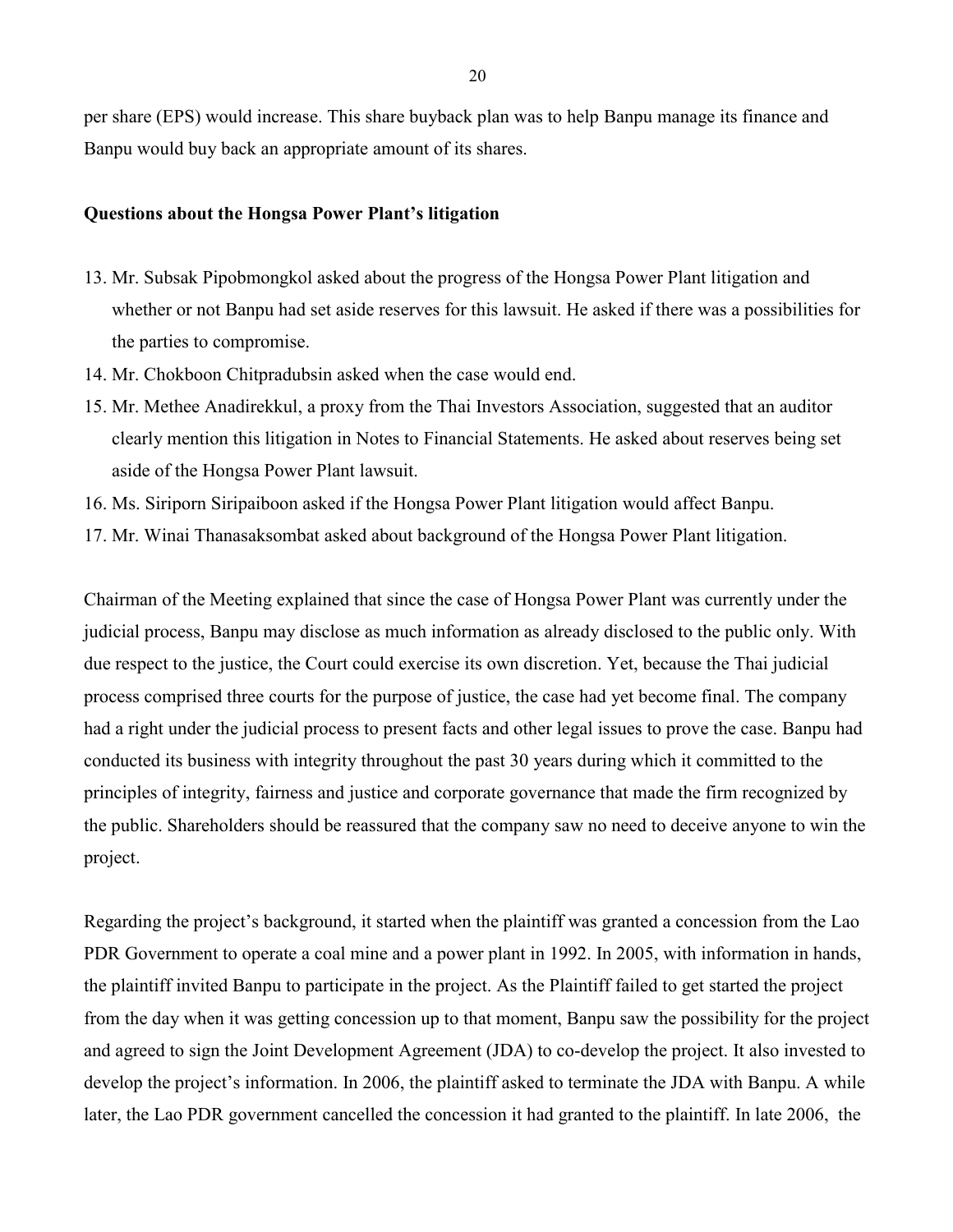per share (EPS) would increase. This share buyback plan was to help Banpu manage its finance and Banpu would buy back an appropriate amount of its shares.

**Questions about the Hongsa Power Plant's litigation**

13. Mr. Subsak Pipobmongkol asked about the progress of the Hongsa Power Plant litigation and whether or not Banpu had set aside reserves for this lawsuit. He asked if there was a possibilities for the parties to compromise.
14. Mr. Chokboon Chitpradubsin asked when the case would end.
15. Mr. Methee Anadirekkul, a proxy from the Thai Investors Association, suggested that an auditor clearly mention this litigation in Notes to Financial Statements. He asked about reserves being set aside of the Hongsa Power Plant lawsuit.
16. Ms. Siriporn Siripaiboon asked if the Hongsa Power Plant litigation would affect Banpu.
17. Mr. Winai Thanasaksombat asked about background of the Hongsa Power Plant litigation.

Chairman of the Meeting explained that since the case of Hongsa Power Plant was currently under the judicial process, Banpu may disclose as much information as already disclosed to the public only. With due respect to the justice, the Court could exercise its own discretion. Yet, because the Thai judicial process comprised three courts for the purpose of justice, the case had yet become final. The company had a right under the judicial process to present facts and other legal issues to prove the case. Banpu had conducted its business with integrity throughout the past 30 years during which it committed to the principles of integrity, fairness and justice and corporate governance that made the firm recognized by the public. Shareholders should be reassured that the company saw no need to deceive anyone to win the project.

Regarding the project's background, it started when the plaintiff was granted a concession from the Lao PDR Government to operate a coal mine and a power plant in 1992. In 2005, with information in hands, the plaintiff invited Banpu to participate in the project. As the Plaintiff failed to get started the project from the day when it was getting concession up to that moment, Banpu saw the possibility for the project and agreed to sign the Joint Development Agreement (JDA) to co-develop the project. It also invested to develop the project's information. In 2006, the plaintiff asked to terminate the JDA with Banpu. A while later, the Lao PDR government cancelled the concession it had granted to the plaintiff. In late 2006, the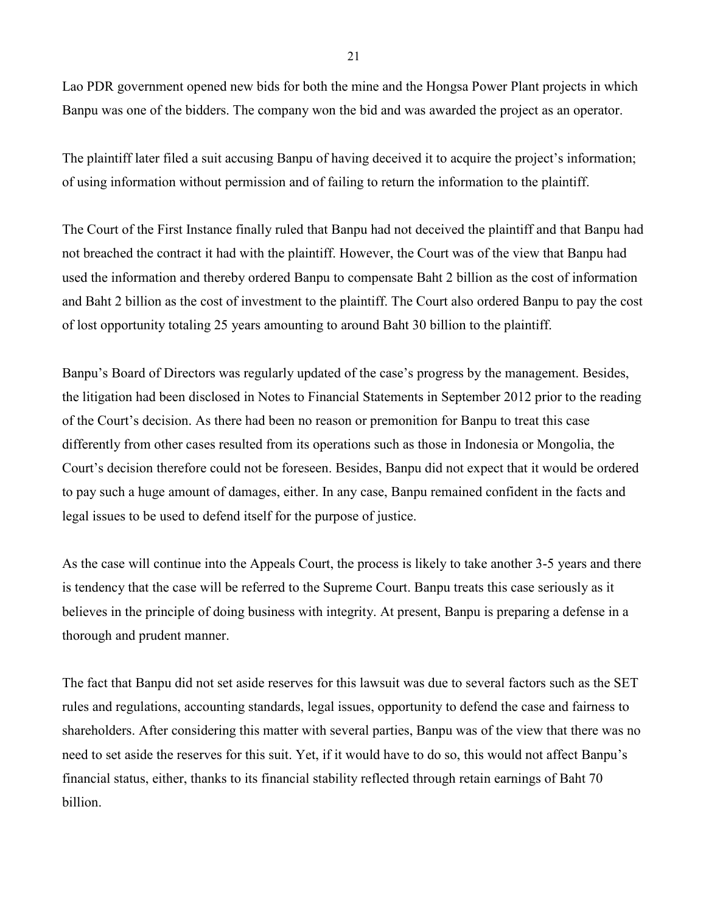Lao PDR government opened new bids for both the mine and the Hongsa Power Plant projects in which Banpu was one of the bidders. The company won the bid and was awarded the project as an operator.

The plaintiff later filed a suit accusing Banpu of having deceived it to acquire the project's information; of using information without permission and of failing to return the information to the plaintiff.

The Court of the First Instance finally ruled that Banpu had not deceived the plaintiff and that Banpu had not breached the contract it had with the plaintiff. However, the Court was of the view that Banpu had used the information and thereby ordered Banpu to compensate Baht 2 billion as the cost of information and Baht 2 billion as the cost of investment to the plaintiff. The Court also ordered Banpu to pay the cost of lost opportunity totaling 25 years amounting to around Baht 30 billion to the plaintiff.

Banpu's Board of Directors was regularly updated of the case's progress by the management. Besides, the litigation had been disclosed in Notes to Financial Statements in September 2012 prior to the reading of the Court's decision. As there had been no reason or premonition for Banpu to treat this case differently from other cases resulted from its operations such as those in Indonesia or Mongolia, the Court's decision therefore could not be foreseen. Besides, Banpu did not expect that it would be ordered to pay such a huge amount of damages, either. In any case, Banpu remained confident in the facts and legal issues to be used to defend itself for the purpose of justice.

As the case will continue into the Appeals Court, the process is likely to take another 3-5 years and there is tendency that the case will be referred to the Supreme Court. Banpu treats this case seriously as it believes in the principle of doing business with integrity. At present, Banpu is preparing a defense in a thorough and prudent manner.

The fact that Banpu did not set aside reserves for this lawsuit was due to several factors such as the SET rules and regulations, accounting standards, legal issues, opportunity to defend the case and fairness to shareholders. After considering this matter with several parties, Banpu was of the view that there was no need to set aside the reserves for this suit. Yet, if it would have to do so, this would not affect Banpu's financial status, either, thanks to its financial stability reflected through retain earnings of Baht 70 billion.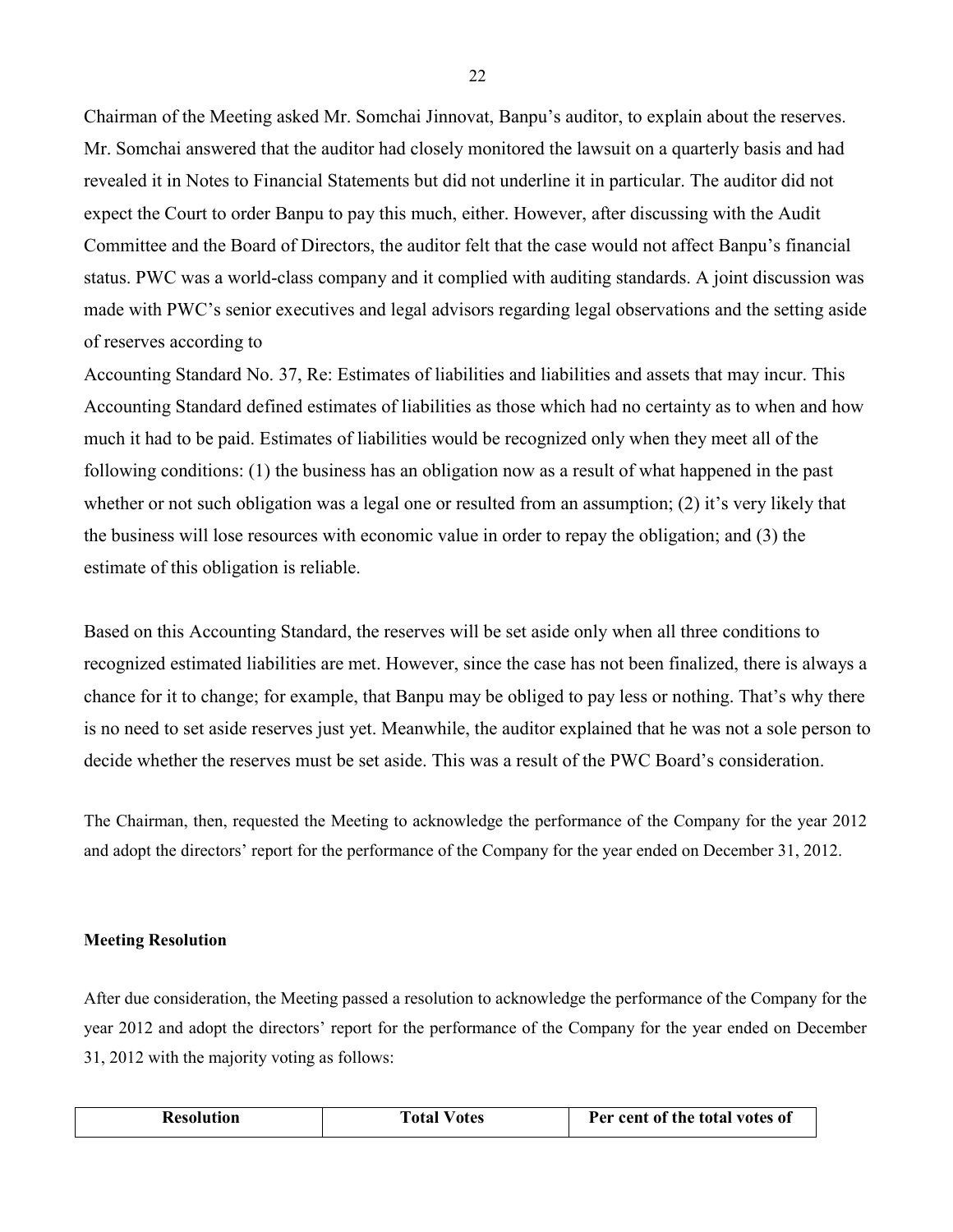Chairman of the Meeting asked Mr. Somchai Jinnovat, Banpu's auditor, to explain about the reserves. Mr. Somchai answered that the auditor had closely monitored the lawsuit on a quarterly basis and had revealed it in Notes to Financial Statements but did not underline it in particular. The auditor did not expect the Court to order Banpu to pay this much, either. However, after discussing with the Audit Committee and the Board of Directors, the auditor felt that the case would not affect Banpu's financial status. PWC was a world-class company and it complied with auditing standards. A joint discussion was made with PWC's senior executives and legal advisors regarding legal observations and the setting aside of reserves according to

Accounting Standard No. 37, Re: Estimates of liabilities and liabilities and assets that may incur. This Accounting Standard defined estimates of liabilities as those which had no certainty as to when and how much it had to be paid. Estimates of liabilities would be recognized only when they meet all of the following conditions: (1) the business has an obligation now as a result of what happened in the past whether or not such obligation was a legal one or resulted from an assumption; (2) it's very likely that the business will lose resources with economic value in order to repay the obligation; and (3) the estimate of this obligation is reliable.

Based on this Accounting Standard, the reserves will be set aside only when all three conditions to recognized estimated liabilities are met. However, since the case has not been finalized, there is always a chance for it to change; for example, that Banpu may be obliged to pay less or nothing. That's why there is no need to set aside reserves just yet. Meanwhile, the auditor explained that he was not a sole person to decide whether the reserves must be set aside. This was a result of the PWC Board's consideration.

The Chairman, then, requested the Meeting to acknowledge the performance of the Company for the year 2012 and adopt the directors' report for the performance of the Company for the year ended on December 31, 2012.

**Meeting Resolution**

After due consideration, the Meeting passed a resolution to acknowledge the performance of the Company for the year 2012 and adopt the directors' report for the performance of the Company for the year ended on December 31, 2012 with the majority voting as follows:

| Resolution | Total Votes | Per cent of the total votes of |
|---|---|---|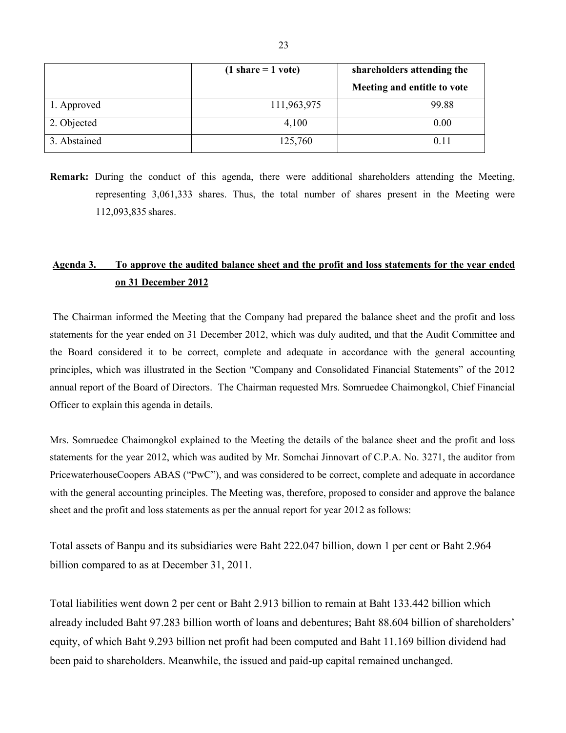| | (1 share = 1 vote) | shareholders attending the Meeting and entitle to vote |
|---|---|---|
| 1. Approved | 111,963,975 | 99.88 |
| 2. Objected | 4,100 | 0.00 |
| 3. Abstained | 125,760 | 0.11 |

**Remark:** During the conduct of this agenda, there were additional shareholders attending the Meeting, representing 3,061,333 shares. Thus, the total number of shares present in the Meeting were 112,093,835 shares.

## Agenda 3. To approve the audited balance sheet and the profit and loss statements for the year ended on 31 December 2012

The Chairman informed the Meeting that the Company had prepared the balance sheet and the profit and loss statements for the year ended on 31 December 2012, which was duly audited, and that the Audit Committee and the Board considered it to be correct, complete and adequate in accordance with the general accounting principles, which was illustrated in the Section "Company and Consolidated Financial Statements" of the 2012 annual report of the Board of Directors. The Chairman requested Mrs. Somruedee Chaimongkol, Chief Financial Officer to explain this agenda in details.

Mrs. Somruedee Chaimongkol explained to the Meeting the details of the balance sheet and the profit and loss statements for the year 2012, which was audited by Mr. Somchai Jinnovart of C.P.A. No. 3271, the auditor from PricewaterhouseCoopers ABAS ("PwC"), and was considered to be correct, complete and adequate in accordance with the general accounting principles. The Meeting was, therefore, proposed to consider and approve the balance sheet and the profit and loss statements as per the annual report for year 2012 as follows:

Total assets of Banpu and its subsidiaries were Baht 222.047 billion, down 1 per cent or Baht 2.964 billion compared to as at December 31, 2011.

Total liabilities went down 2 per cent or Baht 2.913 billion to remain at Baht 133.442 billion which already included Baht 97.283 billion worth of loans and debentures; Baht 88.604 billion of shareholders' equity, of which Baht 9.293 billion net profit had been computed and Baht 11.169 billion dividend had been paid to shareholders. Meanwhile, the issued and paid-up capital remained unchanged.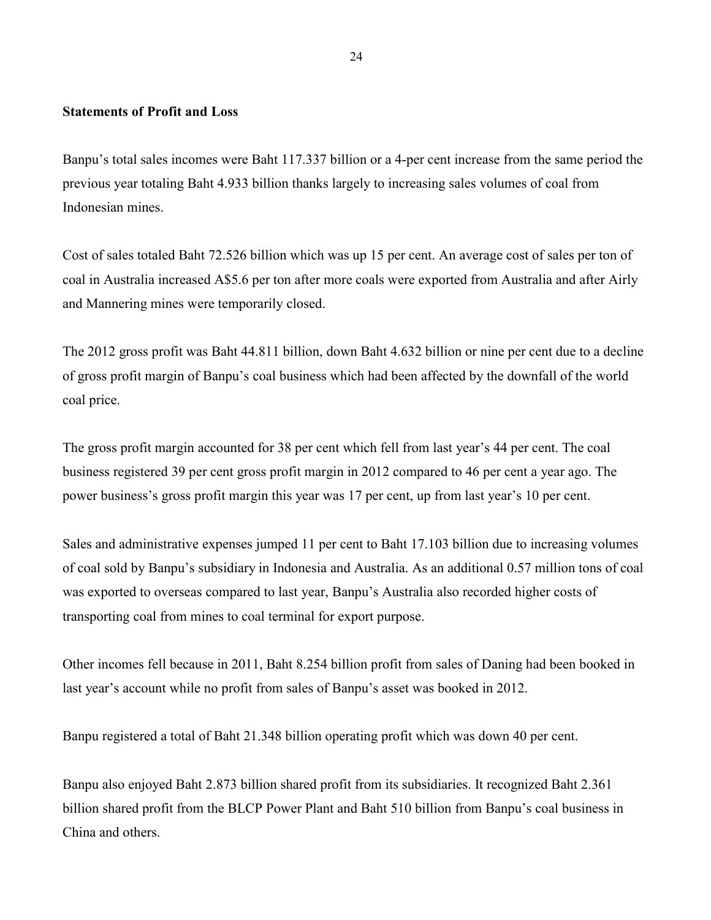**Statements of Profit and Loss**

Banpu's total sales incomes were Baht 117.337 billion or a 4-per cent increase from the same period the previous year totaling Baht 4.933 billion thanks largely to increasing sales volumes of coal from Indonesian mines.

Cost of sales totaled Baht 72.526 billion which was up 15 per cent. An average cost of sales per ton of coal in Australia increased A$5.6 per ton after more coals were exported from Australia and after Airly and Mannering mines were temporarily closed.

The 2012 gross profit was Baht 44.811 billion, down Baht 4.632 billion or nine per cent due to a decline of gross profit margin of Banpu's coal business which had been affected by the downfall of the world coal price.

The gross profit margin accounted for 38 per cent which fell from last year's 44 per cent. The coal business registered 39 per cent gross profit margin in 2012 compared to 46 per cent a year ago. The power business's gross profit margin this year was 17 per cent, up from last year's 10 per cent.

Sales and administrative expenses jumped 11 per cent to Baht 17.103 billion due to increasing volumes of coal sold by Banpu's subsidiary in Indonesia and Australia. As an additional 0.57 million tons of coal was exported to overseas compared to last year, Banpu's Australia also recorded higher costs of transporting coal from mines to coal terminal for export purpose.

Other incomes fell because in 2011, Baht 8.254 billion profit from sales of Daning had been booked in last year's account while no profit from sales of Banpu's asset was booked in 2012.

Banpu registered a total of Baht 21.348 billion operating profit which was down 40 per cent.

Banpu also enjoyed Baht 2.873 billion shared profit from its subsidiaries. It recognized Baht 2.361 billion shared profit from the BLCP Power Plant and Baht 510 billion from Banpu's coal business in China and others.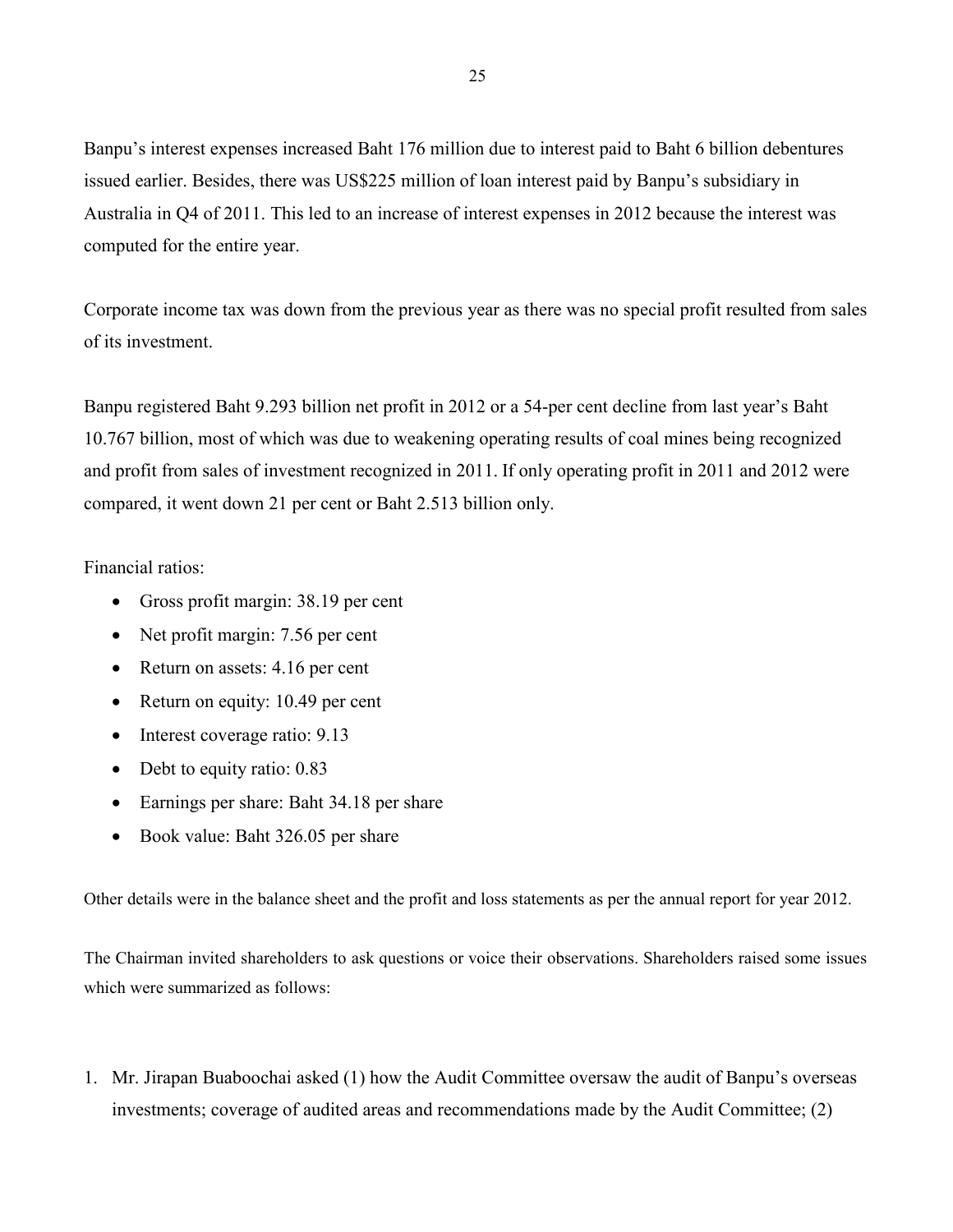Banpu's interest expenses increased Baht 176 million due to interest paid to Baht 6 billion debentures issued earlier. Besides, there was US$225 million of loan interest paid by Banpu's subsidiary in Australia in Q4 of 2011. This led to an increase of interest expenses in 2012 because the interest was computed for the entire year.

Corporate income tax was down from the previous year as there was no special profit resulted from sales of its investment.

Banpu registered Baht 9.293 billion net profit in 2012 or a 54-per cent decline from last year's Baht 10.767 billion, most of which was due to weakening operating results of coal mines being recognized and profit from sales of investment recognized in 2011. If only operating profit in 2011 and 2012 were compared, it went down 21 per cent or Baht 2.513 billion only.

Financial ratios:

- Gross profit margin: 38.19 per cent
- Net profit margin: 7.56 per cent
- Return on assets: 4.16 per cent
- Return on equity: 10.49 per cent
- Interest coverage ratio: 9.13
- Debt to equity ratio: 0.83
- Earnings per share: Baht 34.18 per share
- Book value: Baht 326.05 per share

Other details were in the balance sheet and the profit and loss statements as per the annual report for year 2012.

The Chairman invited shareholders to ask questions or voice their observations. Shareholders raised some issues which were summarized as follows:

1. Mr. Jirapan Buaboochai asked (1) how the Audit Committee oversaw the audit of Banpu's overseas investments; coverage of audited areas and recommendations made by the Audit Committee; (2)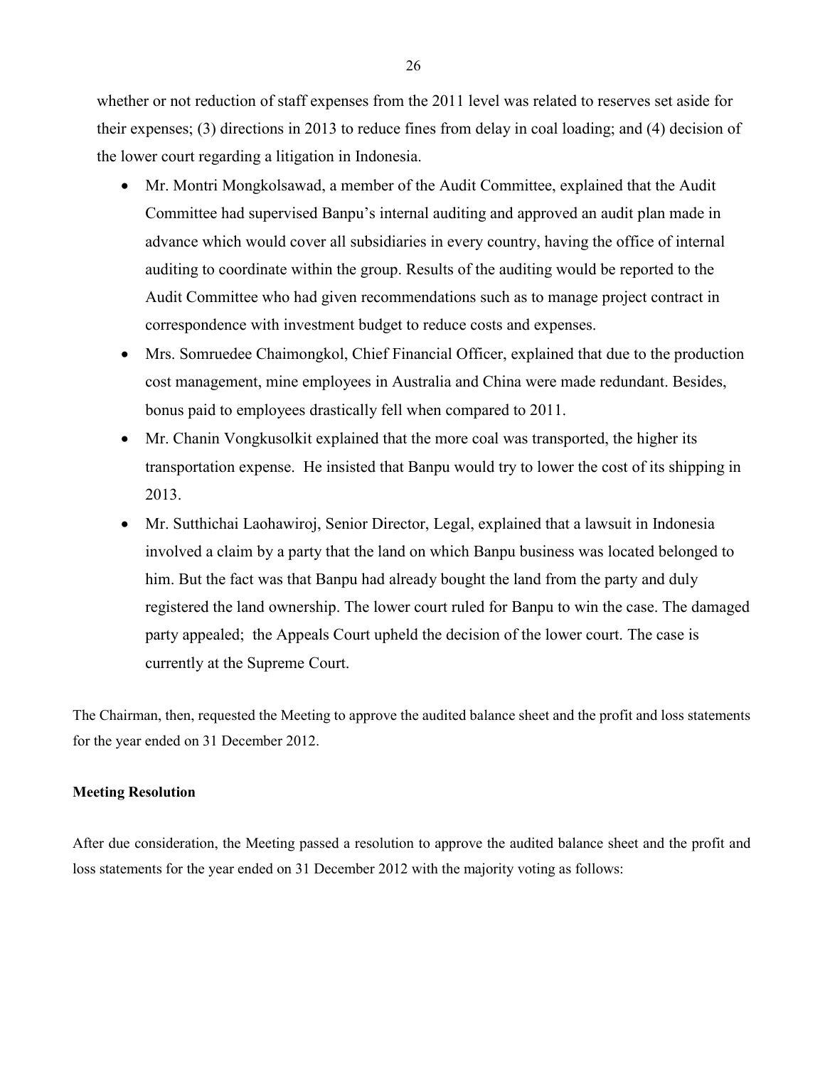whether or not reduction of staff expenses from the 2011 level was related to reserves set aside for their expenses; (3) directions in 2013 to reduce fines from delay in coal loading; and (4) decision of the lower court regarding a litigation in Indonesia.

- Mr. Montri Mongkolsawad, a member of the Audit Committee, explained that the Audit Committee had supervised Banpu's internal auditing and approved an audit plan made in advance which would cover all subsidiaries in every country, having the office of internal auditing to coordinate within the group. Results of the auditing would be reported to the Audit Committee who had given recommendations such as to manage project contract in correspondence with investment budget to reduce costs and expenses.
- Mrs. Somruedee Chaimongkol, Chief Financial Officer, explained that due to the production cost management, mine employees in Australia and China were made redundant. Besides, bonus paid to employees drastically fell when compared to 2011.
- Mr. Chanin Vongkusolkit explained that the more coal was transported, the higher its transportation expense. He insisted that Banpu would try to lower the cost of its shipping in 2013.
- Mr. Sutthichai Laohawiroj, Senior Director, Legal, explained that a lawsuit in Indonesia involved a claim by a party that the land on which Banpu business was located belonged to him. But the fact was that Banpu had already bought the land from the party and duly registered the land ownership. The lower court ruled for Banpu to win the case. The damaged party appealed; the Appeals Court upheld the decision of the lower court. The case is currently at the Supreme Court.

The Chairman, then, requested the Meeting to approve the audited balance sheet and the profit and loss statements for the year ended on 31 December 2012.

**Meeting Resolution**

After due consideration, the Meeting passed a resolution to approve the audited balance sheet and the profit and loss statements for the year ended on 31 December 2012 with the majority voting as follows: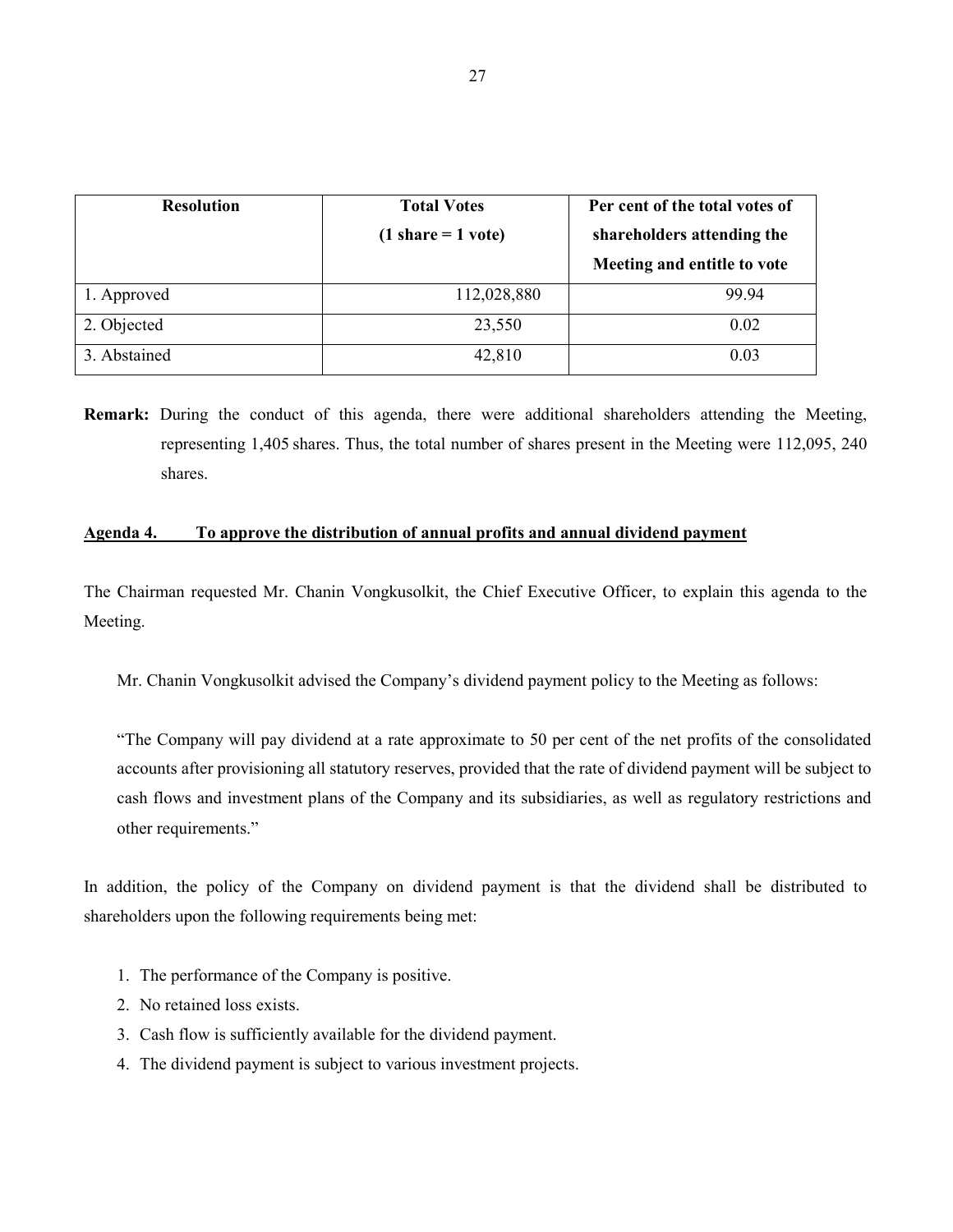| Resolution | Total Votes (1 share = 1 vote) | Per cent of the total votes of shareholders attending the Meeting and entitle to vote |
|---|---|---|
| 1. Approved | 112,028,880 | 99.94 |
| 2. Objected | 23,550 | 0.02 |
| 3. Abstained | 42,810 | 0.03 |

**Remark:** During the conduct of this agenda, there were additional shareholders attending the Meeting, representing 1,405 shares. Thus, the total number of shares present in the Meeting were 112,095, 240 shares.

**Agenda 4. To approve the distribution of annual profits and annual dividend payment**

The Chairman requested Mr. Chanin Vongkusolkit, the Chief Executive Officer, to explain this agenda to the Meeting.

Mr. Chanin Vongkusolkit advised the Company's dividend payment policy to the Meeting as follows:

"The Company will pay dividend at a rate approximate to 50 per cent of the net profits of the consolidated accounts after provisioning all statutory reserves, provided that the rate of dividend payment will be subject to cash flows and investment plans of the Company and its subsidiaries, as well as regulatory restrictions and other requirements."

In addition, the policy of the Company on dividend payment is that the dividend shall be distributed to shareholders upon the following requirements being met:

1. The performance of the Company is positive.
2. No retained loss exists.
3. Cash flow is sufficiently available for the dividend payment.
4. The dividend payment is subject to various investment projects.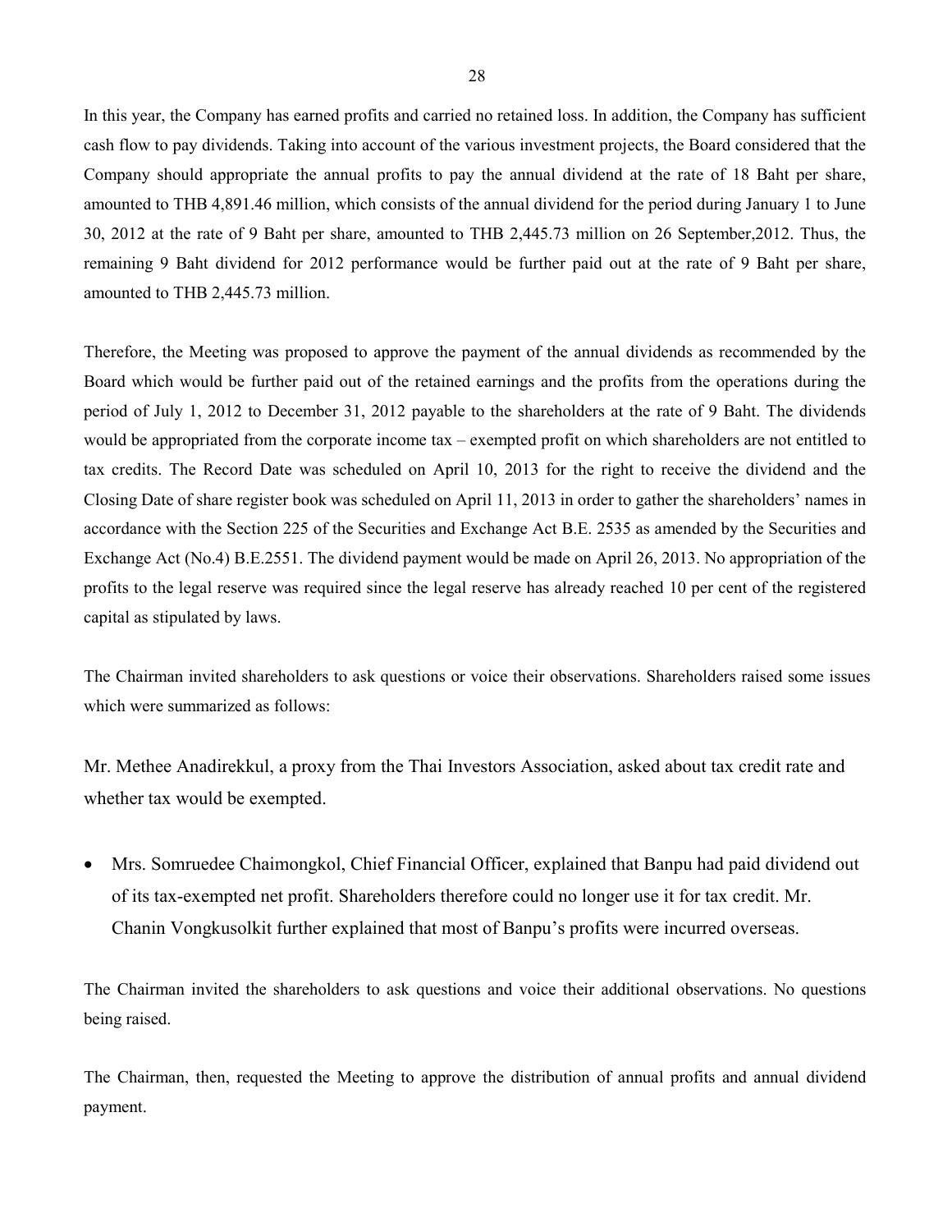In this year, the Company has earned profits and carried no retained loss. In addition, the Company has sufficient cash flow to pay dividends. Taking into account of the various investment projects, the Board considered that the Company should appropriate the annual profits to pay the annual dividend at the rate of 18 Baht per share, amounted to THB 4,891.46 million, which consists of the annual dividend for the period during January 1 to June 30, 2012 at the rate of 9 Baht per share, amounted to THB 2,445.73 million on 26 September,2012. Thus, the remaining 9 Baht dividend for 2012 performance would be further paid out at the rate of 9 Baht per share, amounted to THB 2,445.73 million.

Therefore, the Meeting was proposed to approve the payment of the annual dividends as recommended by the Board which would be further paid out of the retained earnings and the profits from the operations during the period of July 1, 2012 to December 31, 2012 payable to the shareholders at the rate of 9 Baht. The dividends would be appropriated from the corporate income tax – exempted profit on which shareholders are not entitled to tax credits. The Record Date was scheduled on April 10, 2013 for the right to receive the dividend and the Closing Date of share register book was scheduled on April 11, 2013 in order to gather the shareholders' names in accordance with the Section 225 of the Securities and Exchange Act B.E. 2535 as amended by the Securities and Exchange Act (No.4) B.E.2551. The dividend payment would be made on April 26, 2013. No appropriation of the profits to the legal reserve was required since the legal reserve has already reached 10 per cent of the registered capital as stipulated by laws.

The Chairman invited shareholders to ask questions or voice their observations. Shareholders raised some issues which were summarized as follows:

Mr. Methee Anadirekkul, a proxy from the Thai Investors Association, asked about tax credit rate and whether tax would be exempted.

- Mrs. Somruedee Chaimongkol, Chief Financial Officer, explained that Banpu had paid dividend out of its tax-exempted net profit. Shareholders therefore could no longer use it for tax credit. Mr. Chanin Vongkusolkit further explained that most of Banpu's profits were incurred overseas.

The Chairman invited the shareholders to ask questions and voice their additional observations. No questions being raised.

The Chairman, then, requested the Meeting to approve the distribution of annual profits and annual dividend payment.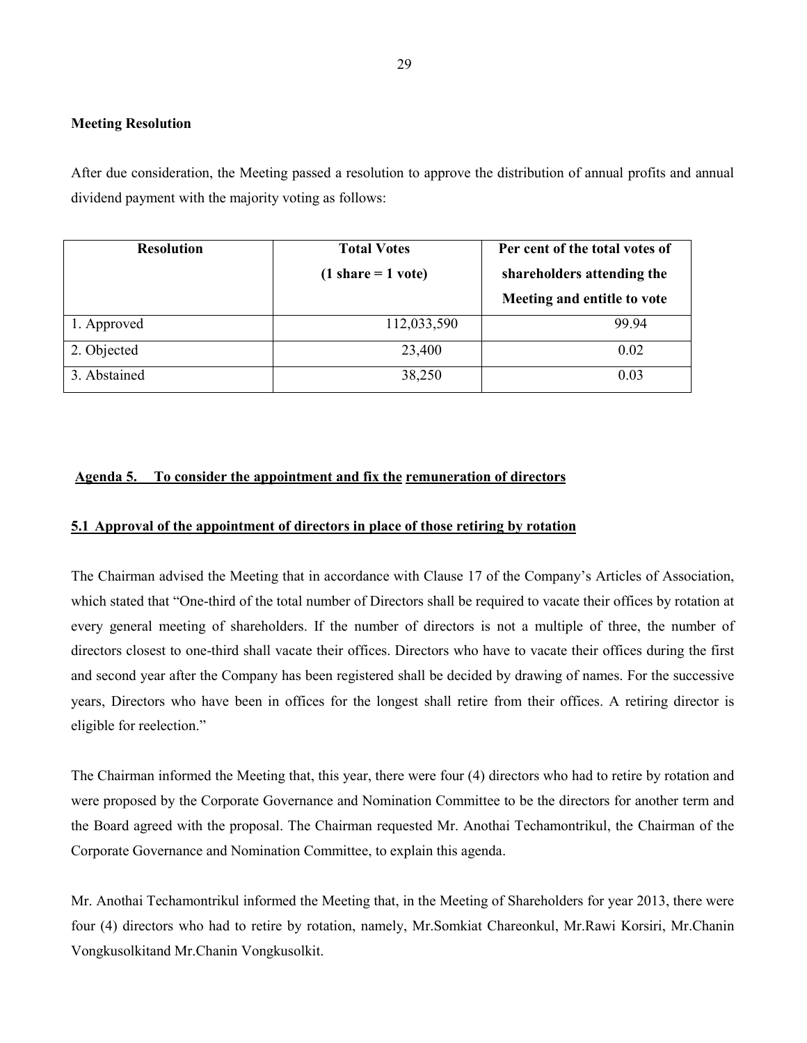**Meeting Resolution**

After due consideration, the Meeting passed a resolution to approve the distribution of annual profits and annual dividend payment with the majority voting as follows:

| Resolution | Total Votes (1 share = 1 vote) | Per cent of the total votes of shareholders attending the Meeting and entitle to vote |
|---|---|---|
| 1. Approved | 112,033,590 | 99.94 |
| 2. Objected | 23,400 | 0.02 |
| 3. Abstained | 38,250 | 0.03 |

**Agenda 5. To consider the appointment and fix the remuneration of directors**

**5.1 Approval of the appointment of directors in place of those retiring by rotation**

The Chairman advised the Meeting that in accordance with Clause 17 of the Company's Articles of Association, which stated that "One-third of the total number of Directors shall be required to vacate their offices by rotation at every general meeting of shareholders. If the number of directors is not a multiple of three, the number of directors closest to one-third shall vacate their offices. Directors who have to vacate their offices during the first and second year after the Company has been registered shall be decided by drawing of names. For the successive years, Directors who have been in offices for the longest shall retire from their offices. A retiring director is eligible for reelection."

The Chairman informed the Meeting that, this year, there were four (4) directors who had to retire by rotation and were proposed by the Corporate Governance and Nomination Committee to be the directors for another term and the Board agreed with the proposal. The Chairman requested Mr. Anothai Techamontrikul, the Chairman of the Corporate Governance and Nomination Committee, to explain this agenda.

Mr. Anothai Techamontrikul informed the Meeting that, in the Meeting of Shareholders for year 2013, there were four (4) directors who had to retire by rotation, namely, Mr.Somkiat Chareonkul, Mr.Rawi Korsiri, Mr.Chanin Vongkusolkitand Mr.Chanin Vongkusolkit.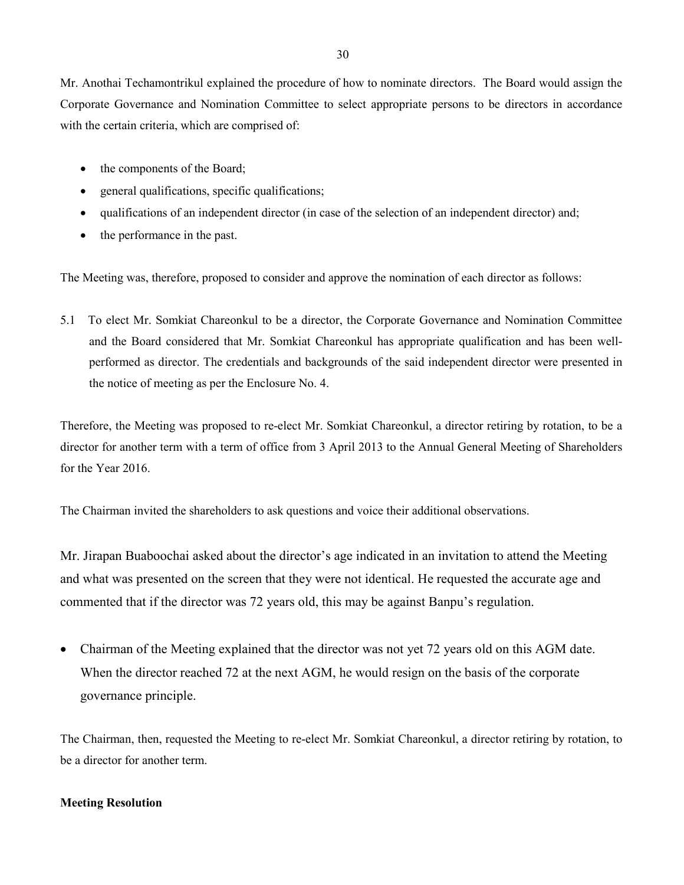Mr. Anothai Techamontrikul explained the procedure of how to nominate directors. The Board would assign the Corporate Governance and Nomination Committee to select appropriate persons to be directors in accordance with the certain criteria, which are comprised of:

- the components of the Board;
- general qualifications, specific qualifications;
- qualifications of an independent director (in case of the selection of an independent director) and;
- the performance in the past.

The Meeting was, therefore, proposed to consider and approve the nomination of each director as follows:

5.1 To elect Mr. Somkiat Chareonkul to be a director, the Corporate Governance and Nomination Committee and the Board considered that Mr. Somkiat Chareonkul has appropriate qualification and has been well-performed as director. The credentials and backgrounds of the said independent director were presented in the notice of meeting as per the Enclosure No. 4.

Therefore, the Meeting was proposed to re-elect Mr. Somkiat Chareonkul, a director retiring by rotation, to be a director for another term with a term of office from 3 April 2013 to the Annual General Meeting of Shareholders for the Year 2016.

The Chairman invited the shareholders to ask questions and voice their additional observations.

Mr. Jirapan Buaboochai asked about the director's age indicated in an invitation to attend the Meeting and what was presented on the screen that they were not identical. He requested the accurate age and commented that if the director was 72 years old, this may be against Banpu's regulation.

- Chairman of the Meeting explained that the director was not yet 72 years old on this AGM date. When the director reached 72 at the next AGM, he would resign on the basis of the corporate governance principle.

The Chairman, then, requested the Meeting to re-elect Mr. Somkiat Chareonkul, a director retiring by rotation, to be a director for another term.

**Meeting Resolution**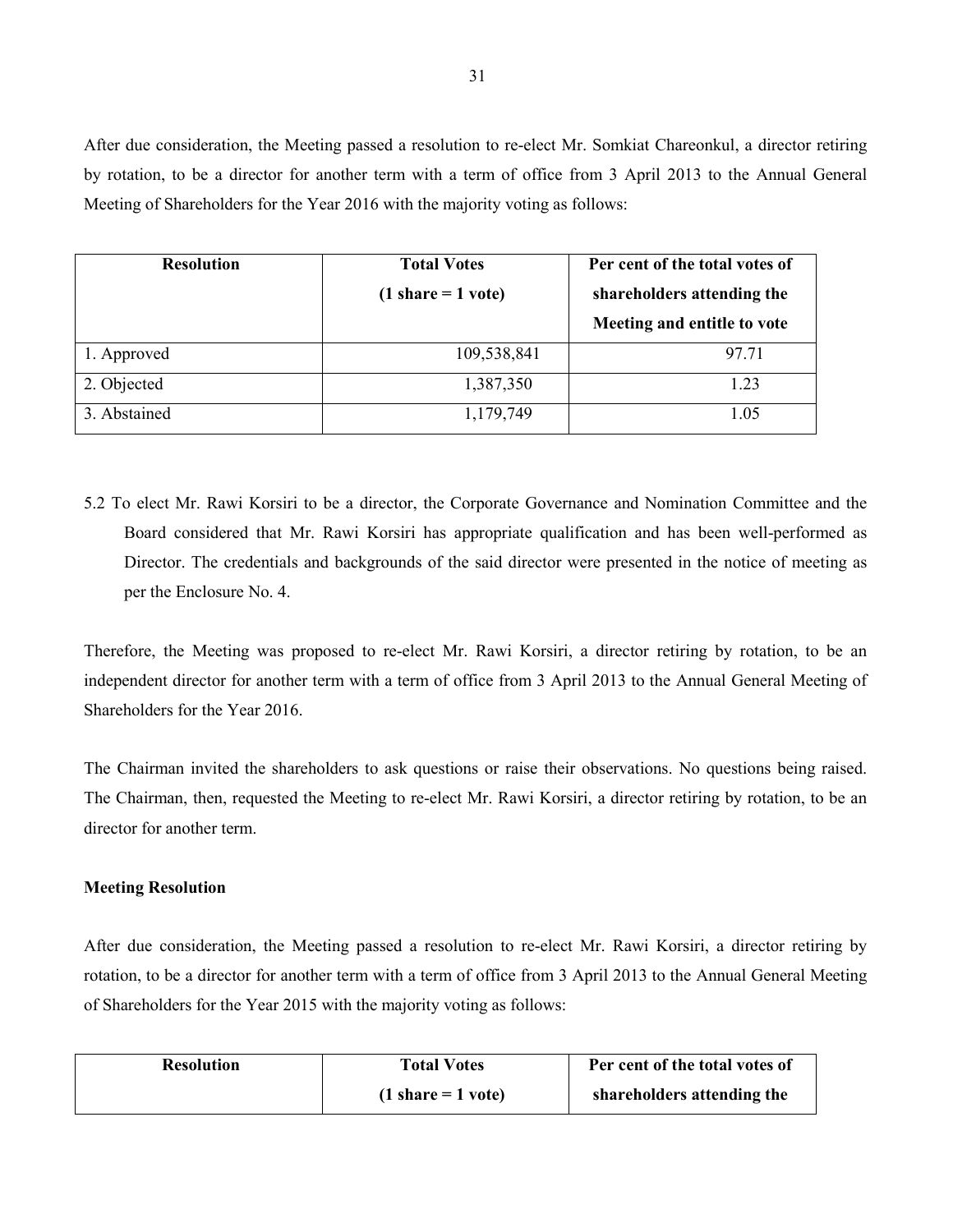After due consideration, the Meeting passed a resolution to re-elect Mr. Somkiat Chareonkul, a director retiring by rotation, to be a director for another term with a term of office from 3 April 2013 to the Annual General Meeting of Shareholders for the Year 2016 with the majority voting as follows:

| Resolution | Total Votes (1 share = 1 vote) | Per cent of the total votes of shareholders attending the Meeting and entitle to vote |
|---|---|---|
| 1. Approved | 109,538,841 | 97.71 |
| 2. Objected | 1,387,350 | 1.23 |
| 3. Abstained | 1,179,749 | 1.05 |

5.2 To elect Mr. Rawi Korsiri to be a director, the Corporate Governance and Nomination Committee and the Board considered that Mr. Rawi Korsiri has appropriate qualification and has been well-performed as Director. The credentials and backgrounds of the said director were presented in the notice of meeting as per the Enclosure No. 4.

Therefore, the Meeting was proposed to re-elect Mr. Rawi Korsiri, a director retiring by rotation, to be an independent director for another term with a term of office from 3 April 2013 to the Annual General Meeting of Shareholders for the Year 2016.

The Chairman invited the shareholders to ask questions or raise their observations. No questions being raised. The Chairman, then, requested the Meeting to re-elect Mr. Rawi Korsiri, a director retiring by rotation, to be an director for another term.

**Meeting Resolution**

After due consideration, the Meeting passed a resolution to re-elect Mr. Rawi Korsiri, a director retiring by rotation, to be a director for another term with a term of office from 3 April 2013 to the Annual General Meeting of Shareholders for the Year 2015 with the majority voting as follows:

| Resolution | Total Votes (1 share = 1 vote) | Per cent of the total votes of shareholders attending the |
|---|---|---|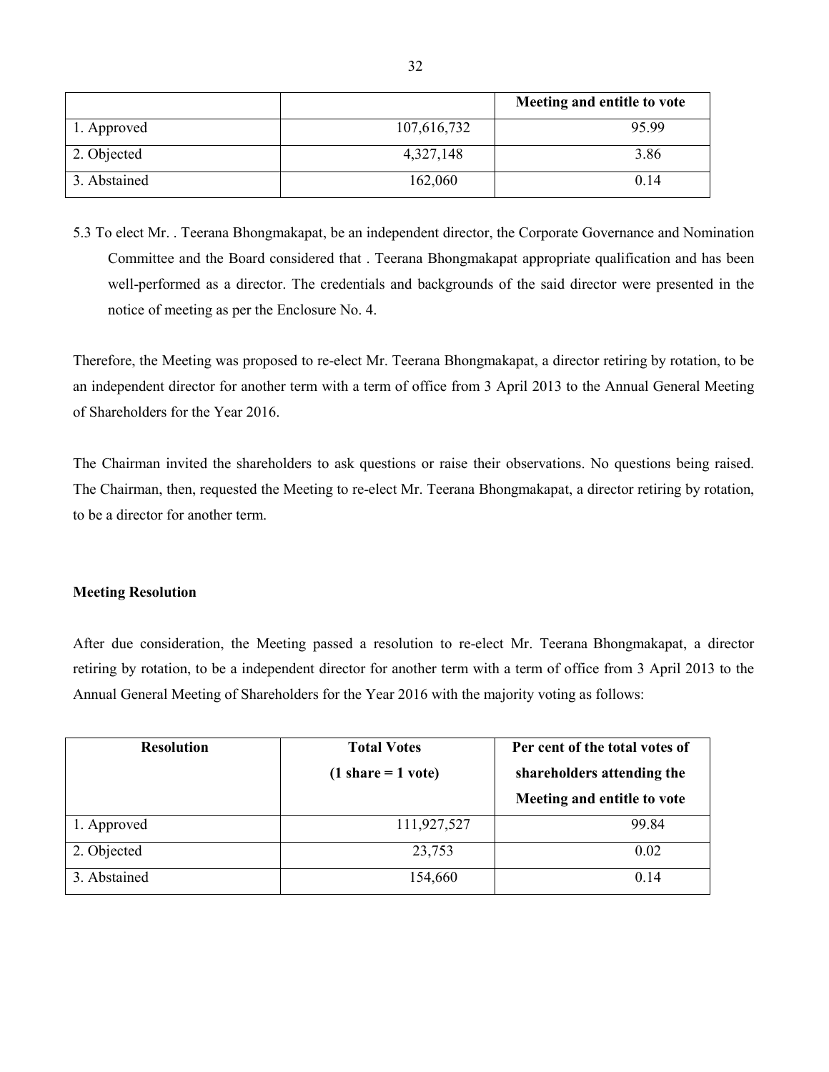| | | Meeting and entitle to vote |
|---|---|---|
| 1. Approved | 107,616,732 | 95.99 |
| 2. Objected | 4,327,148 | 3.86 |
| 3. Abstained | 162,060 | 0.14 |

5.3 To elect Mr. . Teerana Bhongmakapat, be an independent director, the Corporate Governance and Nomination Committee and the Board considered that . Teerana Bhongmakapat appropriate qualification and has been well-performed as a director. The credentials and backgrounds of the said director were presented in the notice of meeting as per the Enclosure No. 4.

Therefore, the Meeting was proposed to re-elect Mr. Teerana Bhongmakapat, a director retiring by rotation, to be an independent director for another term with a term of office from 3 April 2013 to the Annual General Meeting of Shareholders for the Year 2016.

The Chairman invited the shareholders to ask questions or raise their observations. No questions being raised. The Chairman, then, requested the Meeting to re-elect Mr. Teerana Bhongmakapat, a director retiring by rotation, to be a director for another term.

**Meeting Resolution**

After due consideration, the Meeting passed a resolution to re-elect Mr. Teerana Bhongmakapat, a director retiring by rotation, to be a independent director for another term with a term of office from 3 April 2013 to the Annual General Meeting of Shareholders for the Year 2016 with the majority voting as follows:

| Resolution | Total Votes (1 share = 1 vote) | Per cent of the total votes of shareholders attending the Meeting and entitle to vote |
|---|---|---|
| 1. Approved | 111,927,527 | 99.84 |
| 2. Objected | 23,753 | 0.02 |
| 3. Abstained | 154,660 | 0.14 |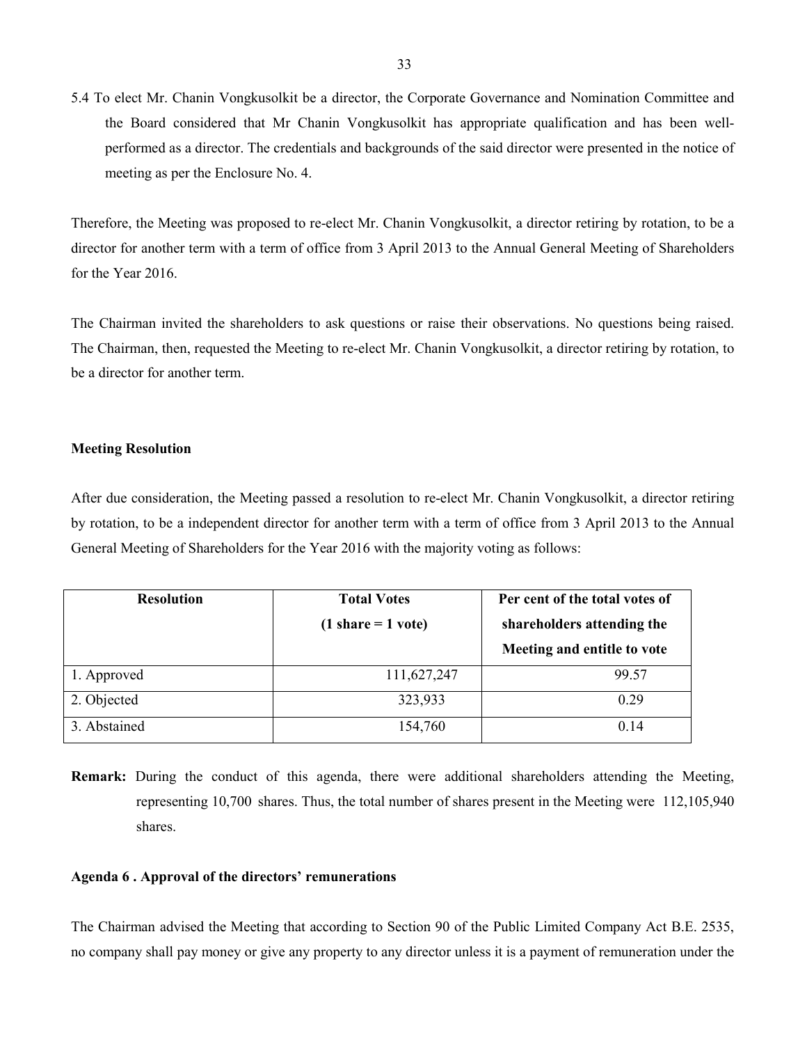5.4 To elect Mr. Chanin Vongkusolkit be a director, the Corporate Governance and Nomination Committee and the Board considered that Mr Chanin Vongkusolkit has appropriate qualification and has been well-performed as a director. The credentials and backgrounds of the said director were presented in the notice of meeting as per the Enclosure No. 4.

Therefore, the Meeting was proposed to re-elect Mr. Chanin Vongkusolkit, a director retiring by rotation, to be a director for another term with a term of office from 3 April 2013 to the Annual General Meeting of Shareholders for the Year 2016.

The Chairman invited the shareholders to ask questions or raise their observations. No questions being raised. The Chairman, then, requested the Meeting to re-elect Mr. Chanin Vongkusolkit, a director retiring by rotation, to be a director for another term.

**Meeting Resolution**

After due consideration, the Meeting passed a resolution to re-elect Mr. Chanin Vongkusolkit, a director retiring by rotation, to be a independent director for another term with a term of office from 3 April 2013 to the Annual General Meeting of Shareholders for the Year 2016 with the majority voting as follows:

| Resolution | Total Votes (1 share = 1 vote) | Per cent of the total votes of shareholders attending the Meeting and entitle to vote |
|---|---|---|
| 1. Approved | 111,627,247 | 99.57 |
| 2. Objected | 323,933 | 0.29 |
| 3. Abstained | 154,760 | 0.14 |

**Remark:** During the conduct of this agenda, there were additional shareholders attending the Meeting, representing 10,700 shares. Thus, the total number of shares present in the Meeting were 112,105,940 shares.

**Agenda 6 . Approval of the directors' remunerations**

The Chairman advised the Meeting that according to Section 90 of the Public Limited Company Act B.E. 2535, no company shall pay money or give any property to any director unless it is a payment of remuneration under the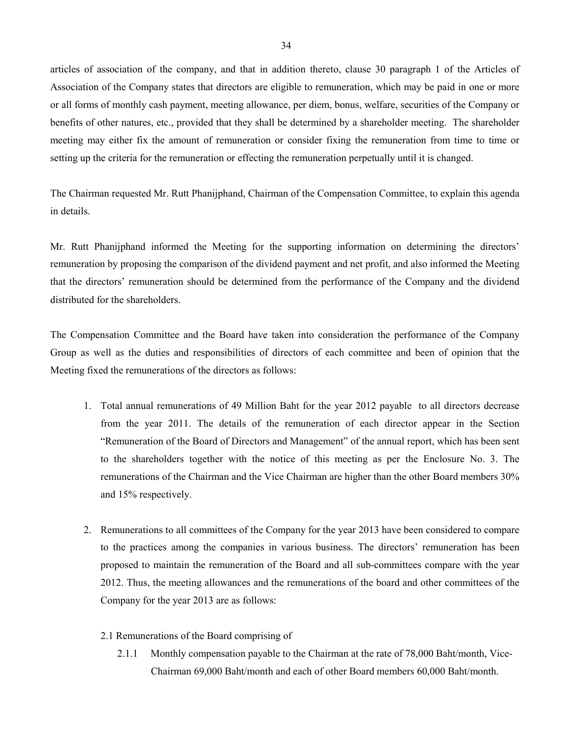articles of association of the company, and that in addition thereto, clause 30 paragraph 1 of the Articles of Association of the Company states that directors are eligible to remuneration, which may be paid in one or more or all forms of monthly cash payment, meeting allowance, per diem, bonus, welfare, securities of the Company or benefits of other natures, etc., provided that they shall be determined by a shareholder meeting. The shareholder meeting may either fix the amount of remuneration or consider fixing the remuneration from time to time or setting up the criteria for the remuneration or effecting the remuneration perpetually until it is changed.

The Chairman requested Mr. Rutt Phanijphand, Chairman of the Compensation Committee, to explain this agenda in details.

Mr. Rutt Phanijphand informed the Meeting for the supporting information on determining the directors' remuneration by proposing the comparison of the dividend payment and net profit, and also informed the Meeting that the directors' remuneration should be determined from the performance of the Company and the dividend distributed for the shareholders.

The Compensation Committee and the Board have taken into consideration the performance of the Company Group as well as the duties and responsibilities of directors of each committee and been of opinion that the Meeting fixed the remunerations of the directors as follows:

1. Total annual remunerations of 49 Million Baht for the year 2012 payable to all directors decrease from the year 2011. The details of the remuneration of each director appear in the Section "Remuneration of the Board of Directors and Management" of the annual report, which has been sent to the shareholders together with the notice of this meeting as per the Enclosure No. 3. The remunerations of the Chairman and the Vice Chairman are higher than the other Board members 30% and 15% respectively.

2. Remunerations to all committees of the Company for the year 2013 have been considered to compare to the practices among the companies in various business. The directors' remuneration has been proposed to maintain the remuneration of the Board and all sub-committees compare with the year 2012. Thus, the meeting allowances and the remunerations of the board and other committees of the Company for the year 2013 are as follows:

   2.1 Remunerations of the Board comprising of

      2.1.1 Monthly compensation payable to the Chairman at the rate of 78,000 Baht/month, Vice-Chairman 69,000 Baht/month and each of other Board members 60,000 Baht/month.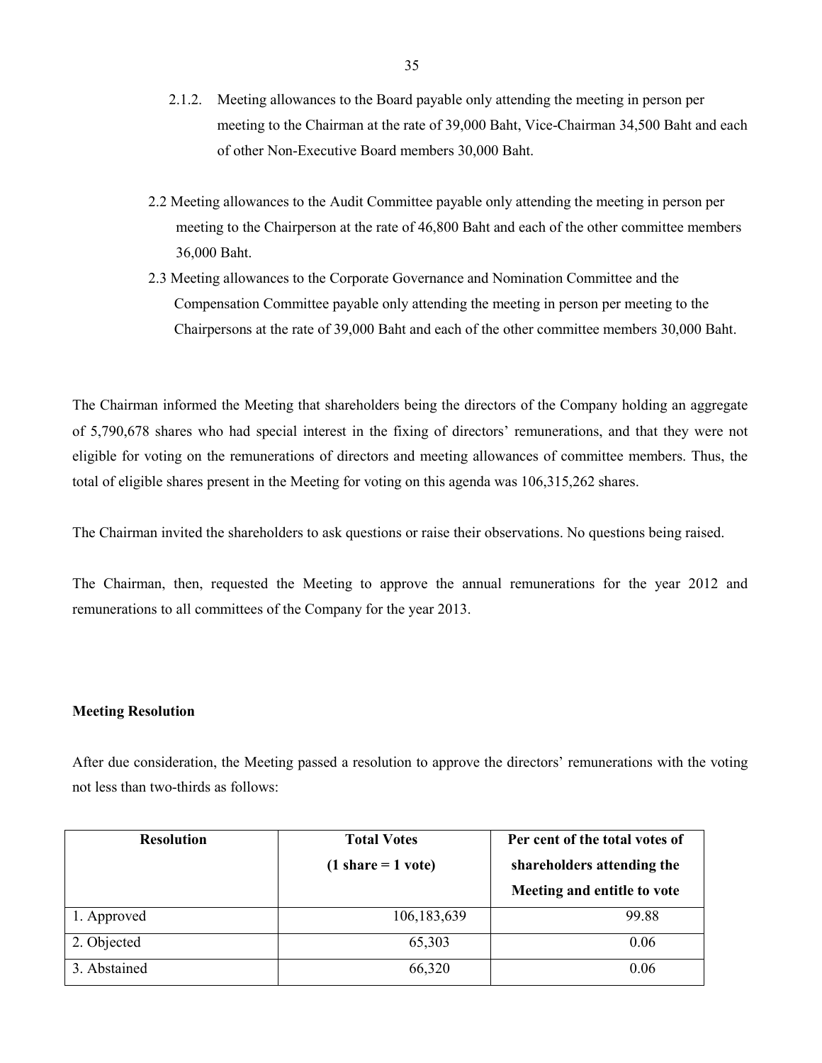2.1.2. Meeting allowances to the Board payable only attending the meeting in person per meeting to the Chairman at the rate of 39,000 Baht, Vice-Chairman 34,500 Baht and each of other Non-Executive Board members 30,000 Baht.

2.2 Meeting allowances to the Audit Committee payable only attending the meeting in person per meeting to the Chairperson at the rate of 46,800 Baht and each of the other committee members 36,000 Baht.

2.3 Meeting allowances to the Corporate Governance and Nomination Committee and the Compensation Committee payable only attending the meeting in person per meeting to the Chairpersons at the rate of 39,000 Baht and each of the other committee members 30,000 Baht.

The Chairman informed the Meeting that shareholders being the directors of the Company holding an aggregate of 5,790,678 shares who had special interest in the fixing of directors' remunerations, and that they were not eligible for voting on the remunerations of directors and meeting allowances of committee members. Thus, the total of eligible shares present in the Meeting for voting on this agenda was 106,315,262 shares.

The Chairman invited the shareholders to ask questions or raise their observations. No questions being raised.

The Chairman, then, requested the Meeting to approve the annual remunerations for the year 2012 and remunerations to all committees of the Company for the year 2013.

**Meeting Resolution**

After due consideration, the Meeting passed a resolution to approve the directors' remunerations with the voting not less than two-thirds as follows:

| Resolution | Total Votes (1 share = 1 vote) | Per cent of the total votes of shareholders attending the Meeting and entitle to vote |
|---|---|---|
| 1. Approved | 106,183,639 | 99.88 |
| 2. Objected | 65,303 | 0.06 |
| 3. Abstained | 66,320 | 0.06 |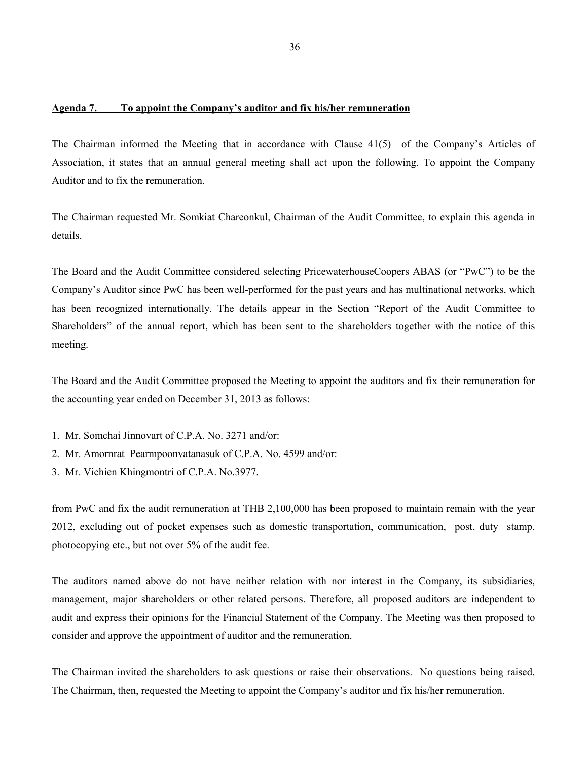## Agenda 7. To appoint the Company's auditor and fix his/her remuneration

The Chairman informed the Meeting that in accordance with Clause 41(5) of the Company's Articles of Association, it states that an annual general meeting shall act upon the following. To appoint the Company Auditor and to fix the remuneration.

The Chairman requested Mr. Somkiat Chareonkul, Chairman of the Audit Committee, to explain this agenda in details.

The Board and the Audit Committee considered selecting PricewaterhouseCoopers ABAS (or "PwC") to be the Company's Auditor since PwC has been well-performed for the past years and has multinational networks, which has been recognized internationally. The details appear in the Section "Report of the Audit Committee to Shareholders" of the annual report, which has been sent to the shareholders together with the notice of this meeting.

The Board and the Audit Committee proposed the Meeting to appoint the auditors and fix their remuneration for the accounting year ended on December 31, 2013 as follows:

1. Mr. Somchai Jinnovart of C.P.A. No. 3271 and/or:
2. Mr. Amornrat Pearmpoonvatanasuk of C.P.A. No. 4599 and/or:
3. Mr. Vichien Khingmontri of C.P.A. No.3977.

from PwC and fix the audit remuneration at THB 2,100,000 has been proposed to maintain remain with the year 2012, excluding out of pocket expenses such as domestic transportation, communication, post, duty stamp, photocopying etc., but not over 5% of the audit fee.

The auditors named above do not have neither relation with nor interest in the Company, its subsidiaries, management, major shareholders or other related persons. Therefore, all proposed auditors are independent to audit and express their opinions for the Financial Statement of the Company. The Meeting was then proposed to consider and approve the appointment of auditor and the remuneration.

The Chairman invited the shareholders to ask questions or raise their observations. No questions being raised. The Chairman, then, requested the Meeting to appoint the Company's auditor and fix his/her remuneration.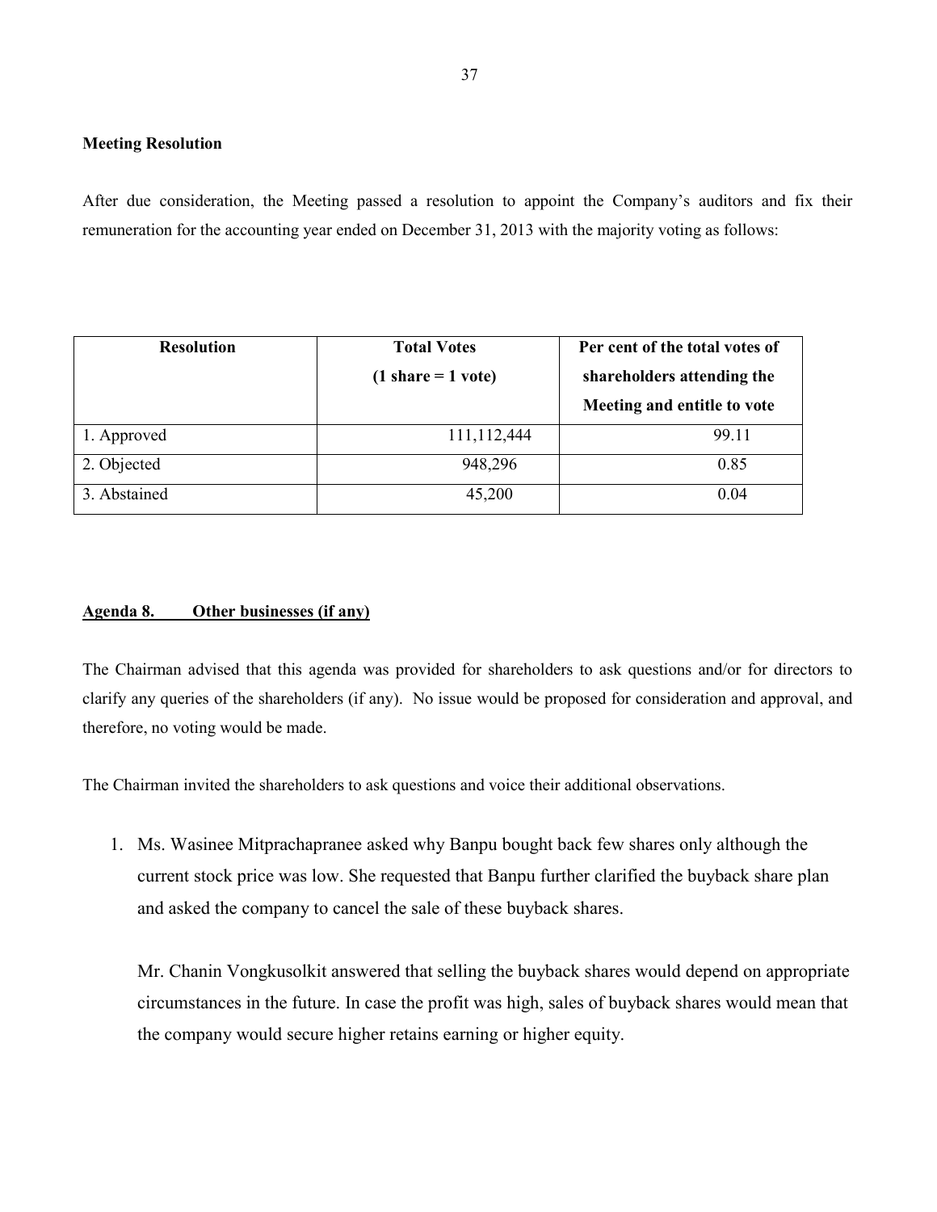**Meeting Resolution**

After due consideration, the Meeting passed a resolution to appoint the Company's auditors and fix their remuneration for the accounting year ended on December 31, 2013 with the majority voting as follows:

| Resolution | Total Votes (1 share = 1 vote) | Per cent of the total votes of shareholders attending the Meeting and entitle to vote |
|---|---|---|
| 1. Approved | 111,112,444 | 99.11 |
| 2. Objected | 948,296 | 0.85 |
| 3. Abstained | 45,200 | 0.04 |

**<u>Agenda 8. Other businesses (if any)</u>**

The Chairman advised that this agenda was provided for shareholders to ask questions and/or for directors to clarify any queries of the shareholders (if any). No issue would be proposed for consideration and approval, and therefore, no voting would be made.

The Chairman invited the shareholders to ask questions and voice their additional observations.

1. Ms. Wasinee Mitprachapranee asked why Banpu bought back few shares only although the current stock price was low. She requested that Banpu further clarified the buyback share plan and asked the company to cancel the sale of these buyback shares.

   Mr. Chanin Vongkusolkit answered that selling the buyback shares would depend on appropriate circumstances in the future. In case the profit was high, sales of buyback shares would mean that the company would secure higher retains earning or higher equity.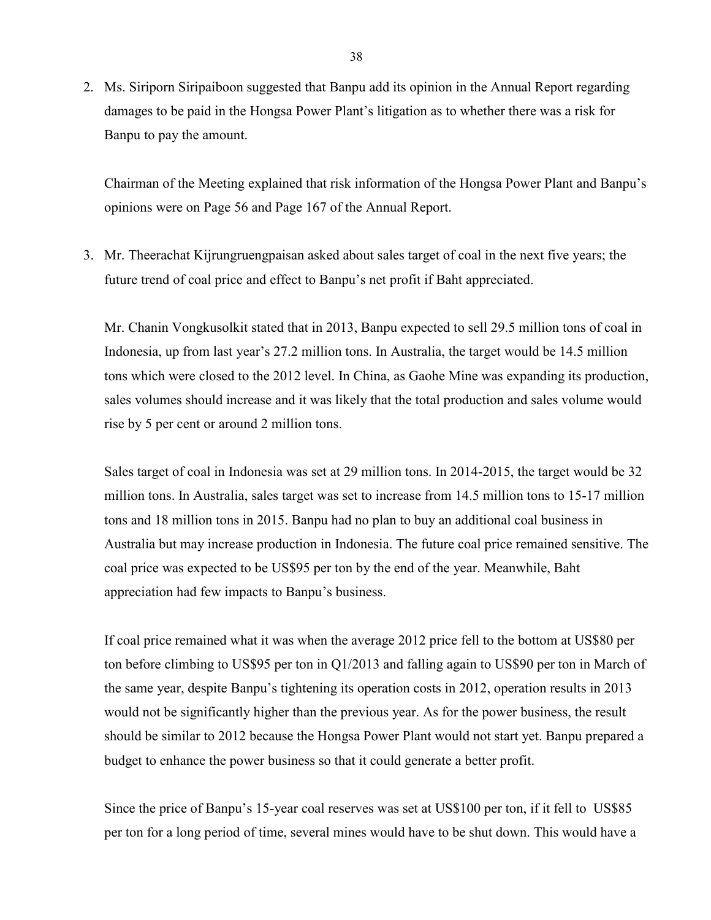2. Ms. Siriporn Siripaiboon suggested that Banpu add its opinion in the Annual Report regarding damages to be paid in the Hongsa Power Plant's litigation as to whether there was a risk for Banpu to pay the amount.

   Chairman of the Meeting explained that risk information of the Hongsa Power Plant and Banpu's opinions were on Page 56 and Page 167 of the Annual Report.

3. Mr. Theerachat Kijrungruengpaisan asked about sales target of coal in the next five years; the future trend of coal price and effect to Banpu's net profit if Baht appreciated.

   Mr. Chanin Vongkusolkit stated that in 2013, Banpu expected to sell 29.5 million tons of coal in Indonesia, up from last year's 27.2 million tons. In Australia, the target would be 14.5 million tons which were closed to the 2012 level. In China, as Gaohe Mine was expanding its production, sales volumes should increase and it was likely that the total production and sales volume would rise by 5 per cent or around 2 million tons.

   Sales target of coal in Indonesia was set at 29 million tons. In 2014-2015, the target would be 32 million tons. In Australia, sales target was set to increase from 14.5 million tons to 15-17 million tons and 18 million tons in 2015. Banpu had no plan to buy an additional coal business in Australia but may increase production in Indonesia. The future coal price remained sensitive. The coal price was expected to be US$95 per ton by the end of the year. Meanwhile, Baht appreciation had few impacts to Banpu's business.

   If coal price remained what it was when the average 2012 price fell to the bottom at US$80 per ton before climbing to US$95 per ton in Q1/2013 and falling again to US$90 per ton in March of the same year, despite Banpu's tightening its operation costs in 2012, operation results in 2013 would not be significantly higher than the previous year. As for the power business, the result should be similar to 2012 because the Hongsa Power Plant would not start yet. Banpu prepared a budget to enhance the power business so that it could generate a better profit.

   Since the price of Banpu's 15-year coal reserves was set at US$100 per ton, if it fell to US$85 per ton for a long period of time, several mines would have to be shut down. This would have a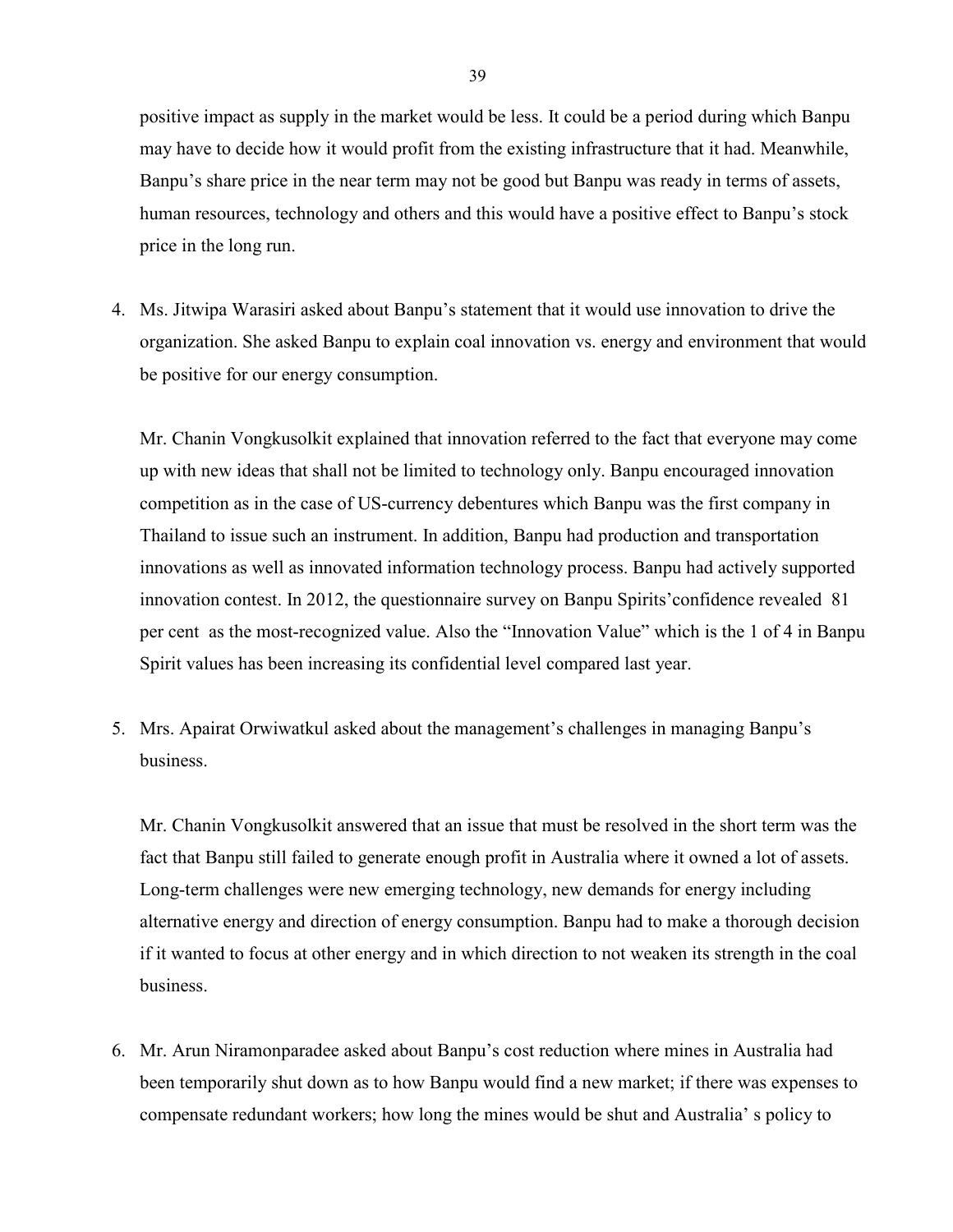positive impact as supply in the market would be less. It could be a period during which Banpu may have to decide how it would profit from the existing infrastructure that it had. Meanwhile, Banpu's share price in the near term may not be good but Banpu was ready in terms of assets, human resources, technology and others and this would have a positive effect to Banpu's stock price in the long run.

4. Ms. Jitwipa Warasiri asked about Banpu's statement that it would use innovation to drive the organization. She asked Banpu to explain coal innovation vs. energy and environment that would be positive for our energy consumption.

   Mr. Chanin Vongkusolkit explained that innovation referred to the fact that everyone may come up with new ideas that shall not be limited to technology only. Banpu encouraged innovation competition as in the case of US-currency debentures which Banpu was the first company in Thailand to issue such an instrument. In addition, Banpu had production and transportation innovations as well as innovated information technology process. Banpu had actively supported innovation contest. In 2012, the questionnaire survey on Banpu Spirits'confidence revealed 81 per cent as the most-recognized value. Also the "Innovation Value" which is the 1 of 4 in Banpu Spirit values has been increasing its confidential level compared last year.

5. Mrs. Apairat Orwiwatkul asked about the management's challenges in managing Banpu's business.

   Mr. Chanin Vongkusolkit answered that an issue that must be resolved in the short term was the fact that Banpu still failed to generate enough profit in Australia where it owned a lot of assets. Long-term challenges were new emerging technology, new demands for energy including alternative energy and direction of energy consumption. Banpu had to make a thorough decision if it wanted to focus at other energy and in which direction to not weaken its strength in the coal business.

6. Mr. Arun Niramonparadee asked about Banpu's cost reduction where mines in Australia had been temporarily shut down as to how Banpu would find a new market; if there was expenses to compensate redundant workers; how long the mines would be shut and Australia' s policy to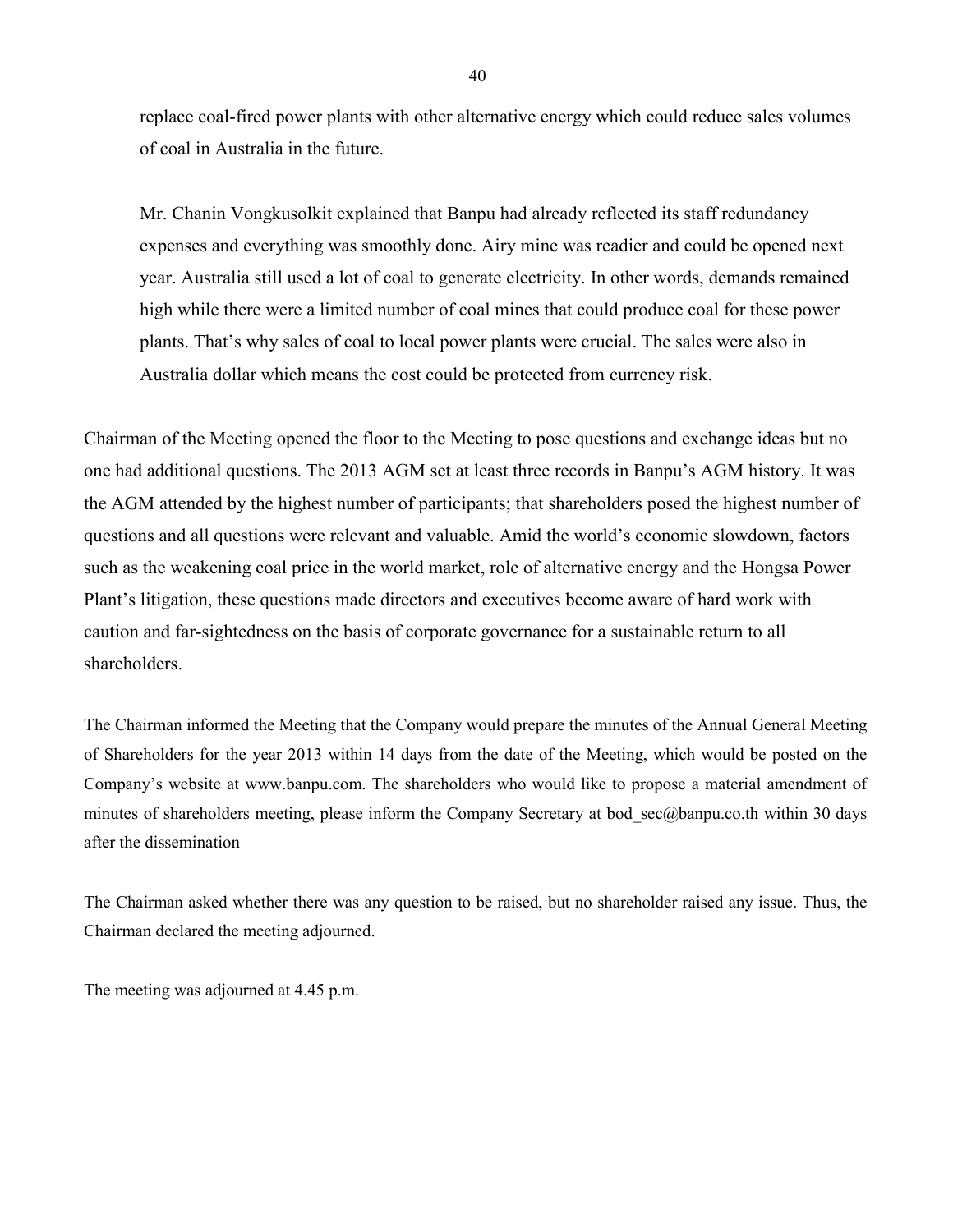replace coal-fired power plants with other alternative energy which could reduce sales volumes of coal in Australia in the future.

Mr. Chanin Vongkusolkit explained that Banpu had already reflected its staff redundancy expenses and everything was smoothly done. Airy mine was readier and could be opened next year. Australia still used a lot of coal to generate electricity. In other words, demands remained high while there were a limited number of coal mines that could produce coal for these power plants. That's why sales of coal to local power plants were crucial. The sales were also in Australia dollar which means the cost could be protected from currency risk.

Chairman of the Meeting opened the floor to the Meeting to pose questions and exchange ideas but no one had additional questions. The 2013 AGM set at least three records in Banpu's AGM history. It was the AGM attended by the highest number of participants; that shareholders posed the highest number of questions and all questions were relevant and valuable. Amid the world's economic slowdown, factors such as the weakening coal price in the world market, role of alternative energy and the Hongsa Power Plant's litigation, these questions made directors and executives become aware of hard work with caution and far-sightedness on the basis of corporate governance for a sustainable return to all shareholders.

The Chairman informed the Meeting that the Company would prepare the minutes of the Annual General Meeting of Shareholders for the year 2013 within 14 days from the date of the Meeting, which would be posted on the Company's website at www.banpu.com. The shareholders who would like to propose a material amendment of minutes of shareholders meeting, please inform the Company Secretary at bod_sec@banpu.co.th within 30 days after the dissemination

The Chairman asked whether there was any question to be raised, but no shareholder raised any issue. Thus, the Chairman declared the meeting adjourned.

The meeting was adjourned at 4.45 p.m.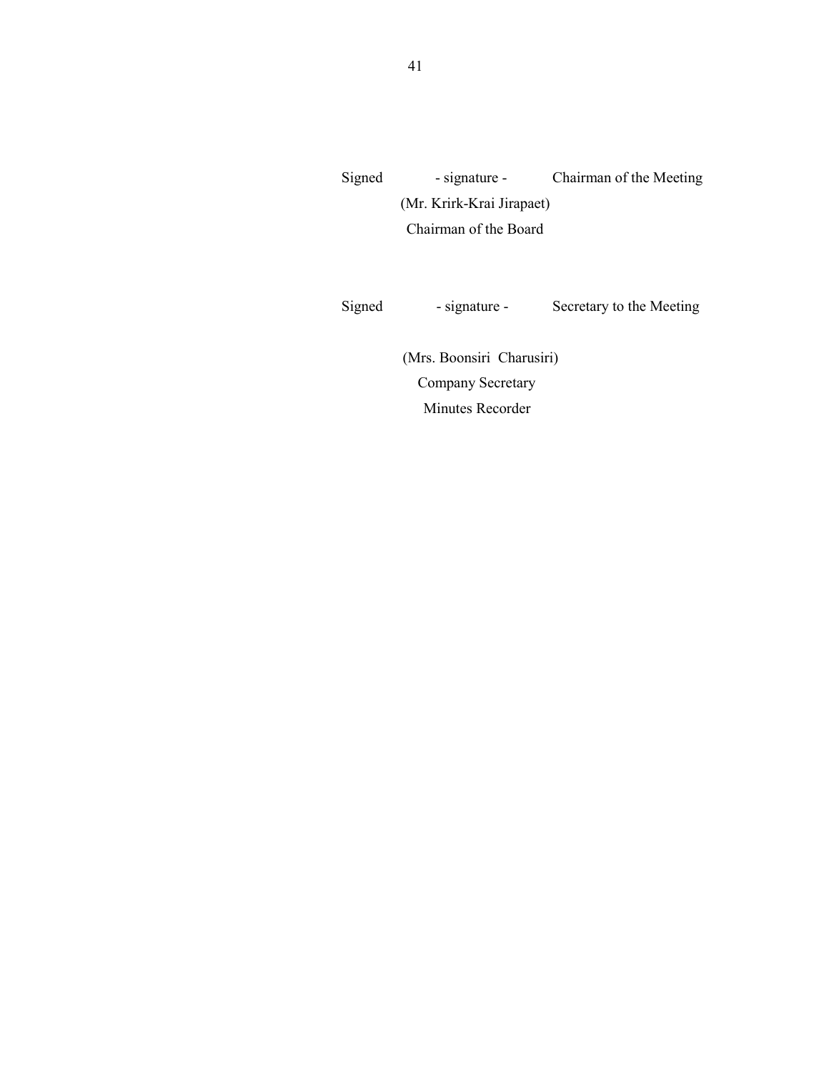Signed - signature - Chairman of the Meeting

(Mr. Krirk-Krai Jirapaet)

Chairman of the Board

Signed - signature - Secretary to the Meeting

(Mrs. Boonsiri Charusiri)

Company Secretary

Minutes Recorder